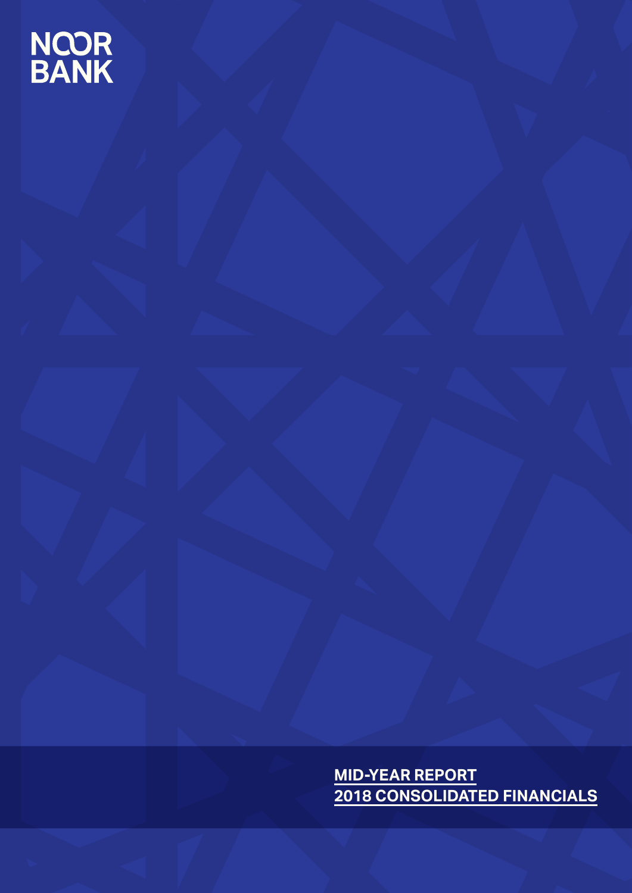NOOR
BANK

**MID-YEAR REPORT**
**2018 CONSOLIDATED FINANCIALS**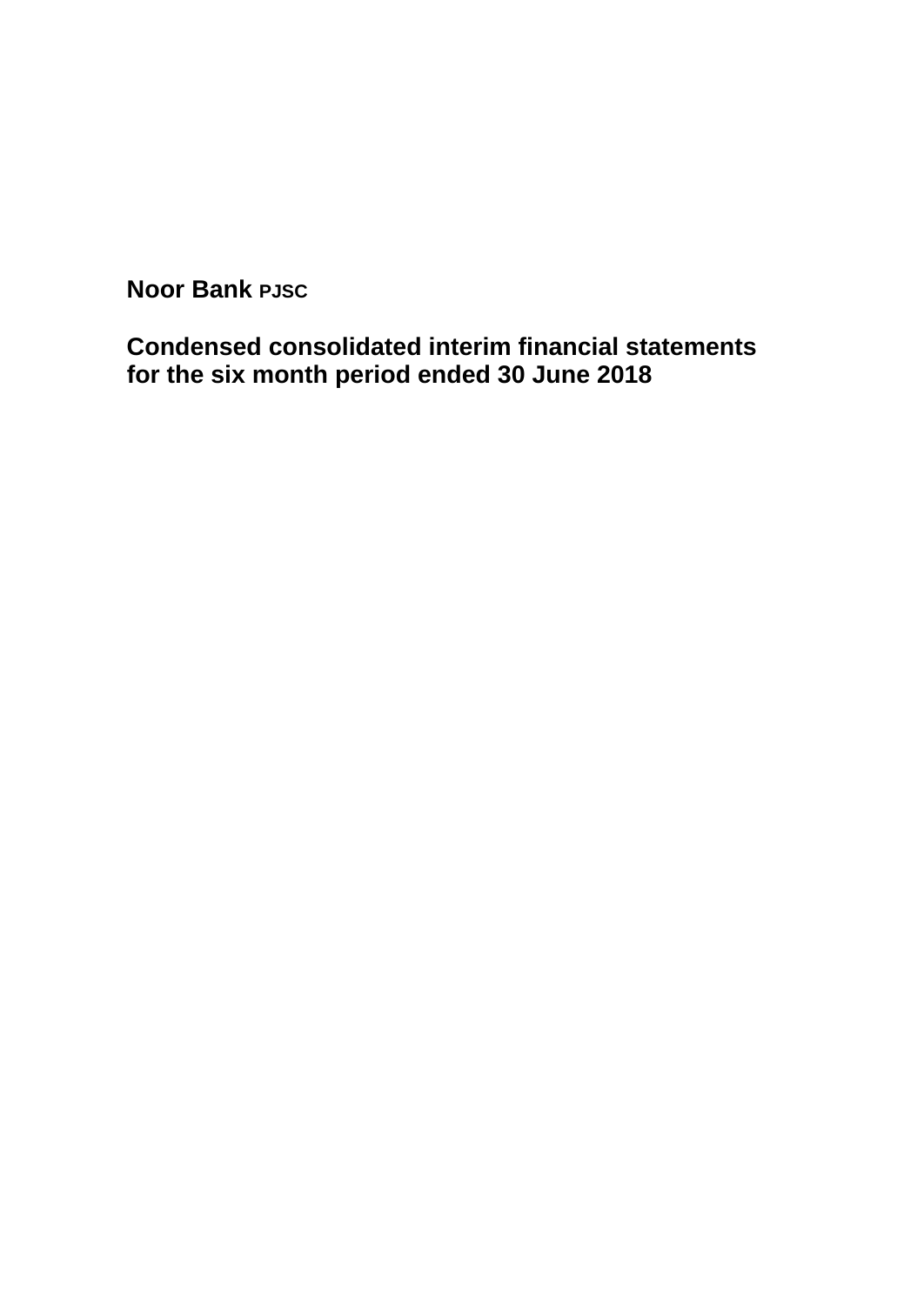**Noor Bank PJSC**

**Condensed consolidated interim financial statements for the six month period ended 30 June 2018**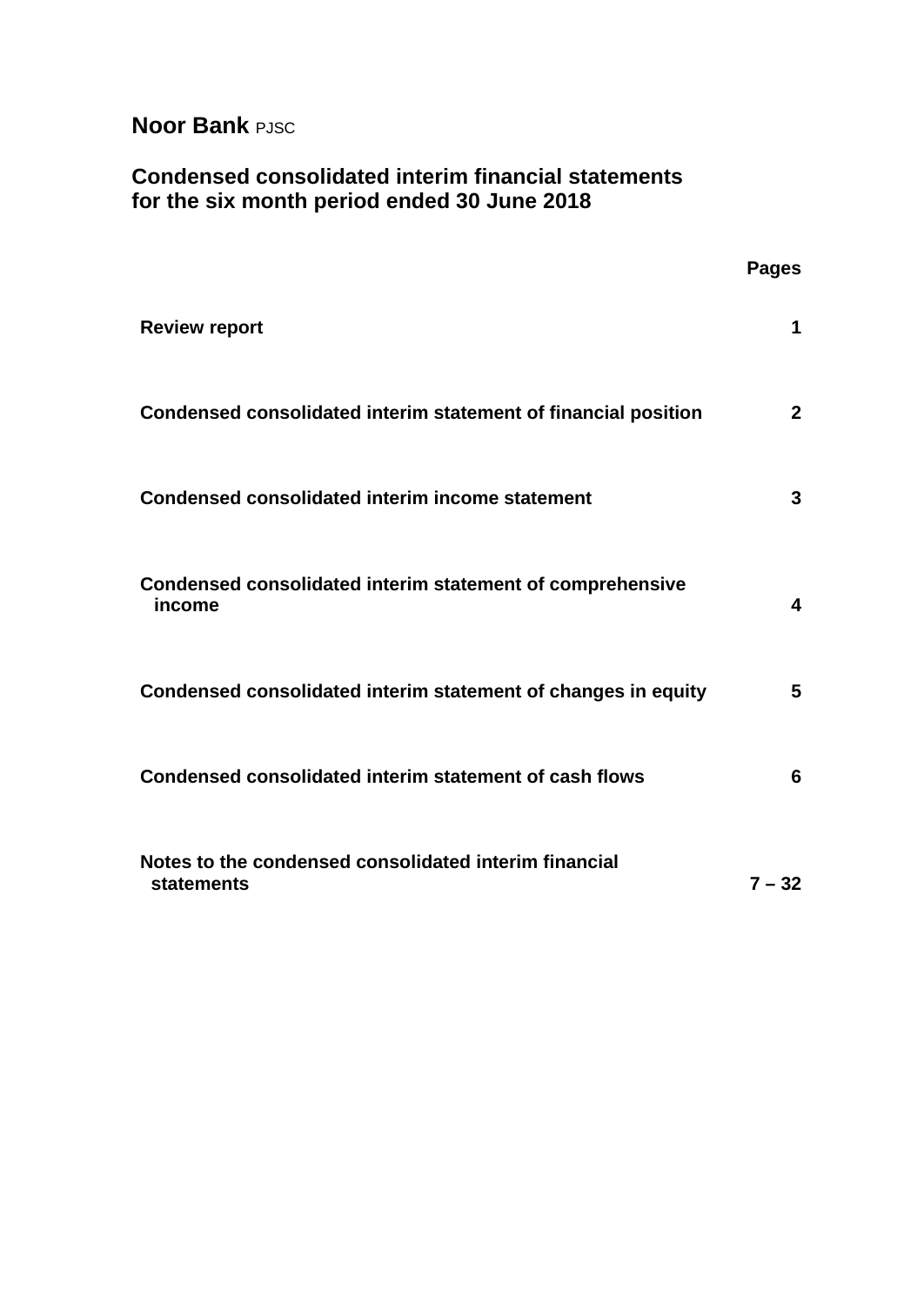**Noor Bank** PJSC

**Condensed consolidated interim financial statements for the six month period ended 30 June 2018**

| | **Pages** |
|---|---|
| **Review report** | **1** |
| **Condensed consolidated interim statement of financial position** | **2** |
| **Condensed consolidated interim income statement** | **3** |
| **Condensed consolidated interim statement of comprehensive income** | **4** |
| **Condensed consolidated interim statement of changes in equity** | **5** |
| **Condensed consolidated interim statement of cash flows** | **6** |
| **Notes to the condensed consolidated interim financial statements** | **7 – 32** |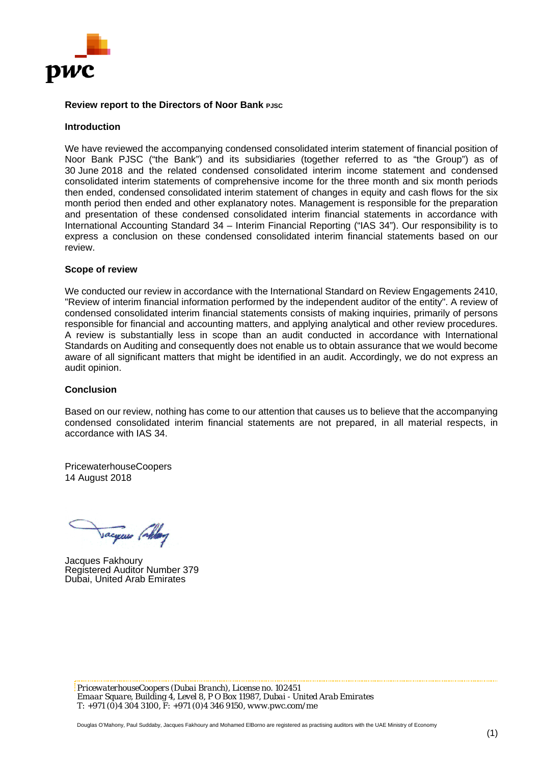**Review report to the Directors of Noor Bank PJSC**

**Introduction**

We have reviewed the accompanying condensed consolidated interim statement of financial position of Noor Bank PJSC ("the Bank") and its subsidiaries (together referred to as "the Group") as of 30 June 2018 and the related condensed consolidated interim income statement and condensed consolidated interim statements of comprehensive income for the three month and six month periods then ended, condensed consolidated interim statement of changes in equity and cash flows for the six month period then ended and other explanatory notes. Management is responsible for the preparation and presentation of these condensed consolidated interim financial statements in accordance with International Accounting Standard 34 – Interim Financial Reporting ("IAS 34"). Our responsibility is to express a conclusion on these condensed consolidated interim financial statements based on our review.

**Scope of review**

We conducted our review in accordance with the International Standard on Review Engagements 2410, "Review of interim financial information performed by the independent auditor of the entity". A review of condensed consolidated interim financial statements consists of making inquiries, primarily of persons responsible for financial and accounting matters, and applying analytical and other review procedures. A review is substantially less in scope than an audit conducted in accordance with International Standards on Auditing and consequently does not enable us to obtain assurance that we would become aware of all significant matters that might be identified in an audit. Accordingly, we do not express an audit opinion.

**Conclusion**

Based on our review, nothing has come to our attention that causes us to believe that the accompanying condensed consolidated interim financial statements are not prepared, in all material respects, in accordance with IAS 34.

PricewaterhouseCoopers
14 August 2018

Jacques Fakhoury
Registered Auditor Number 379
Dubai, United Arab Emirates

*PricewaterhouseCoopers (Dubai Branch), License no. 102451*
*Emaar Square, Building 4, Level 8, P O Box 11987, Dubai - United Arab Emirates*
*T: +971 (0)4 304 3100, F: +971 (0)4 346 9150, www.pwc.com/me*

Douglas O'Mahony, Paul Suddaby, Jacques Fakhoury and Mohamed ElBorno are registered as practising auditors with the UAE Ministry of Economy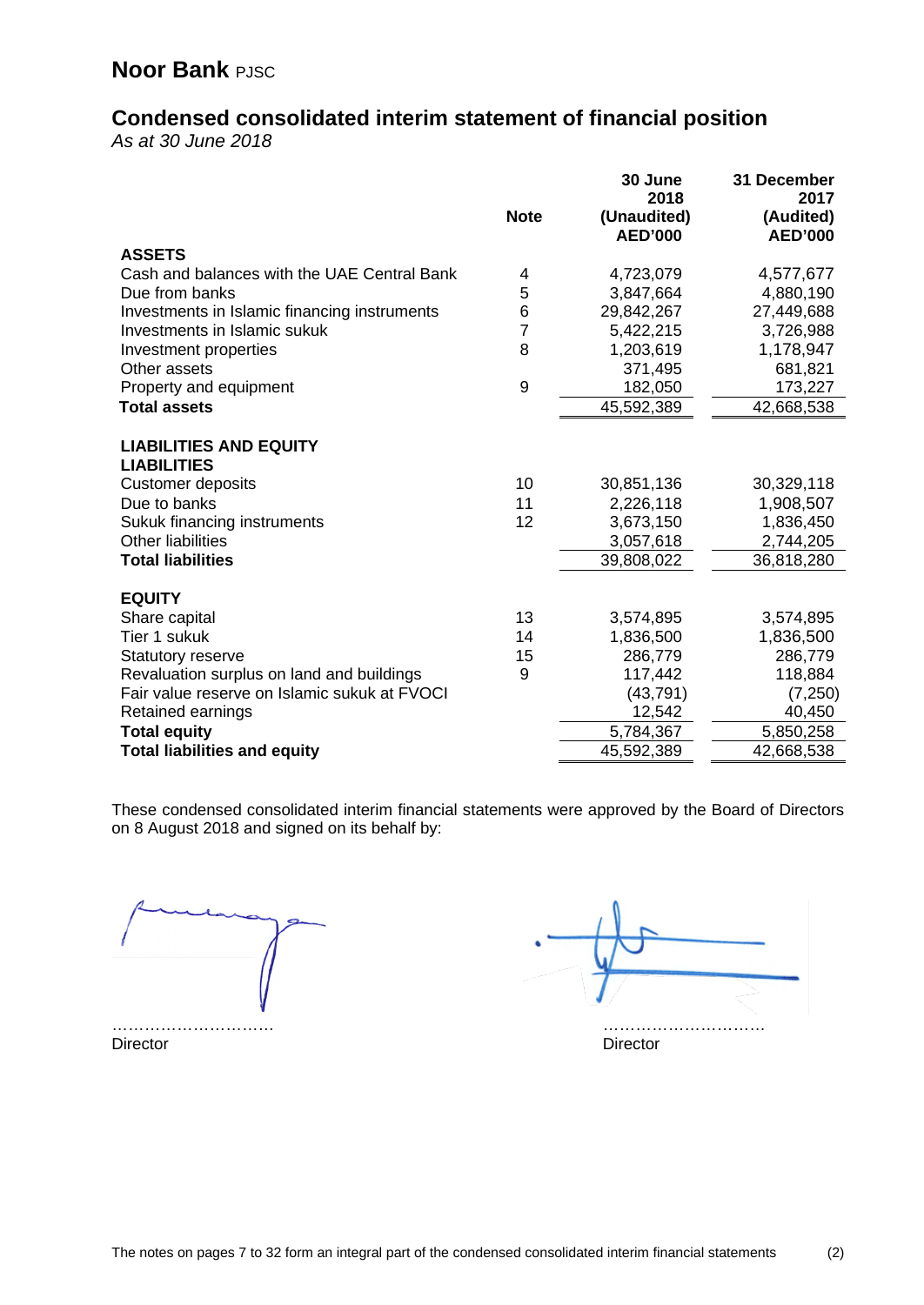# Noor Bank PJSC

## Condensed consolidated interim statement of financial position

*As at 30 June 2018*

| | Note | 30 June 2018 (Unaudited) AED'000 | 31 December 2017 (Audited) AED'000 |
|---|---|---|---|
| **ASSETS** | | | |
| Cash and balances with the UAE Central Bank | 4 | 4,723,079 | 4,577,677 |
| Due from banks | 5 | 3,847,664 | 4,880,190 |
| Investments in Islamic financing instruments | 6 | 29,842,267 | 27,449,688 |
| Investments in Islamic sukuk | 7 | 5,422,215 | 3,726,988 |
| Investment properties | 8 | 1,203,619 | 1,178,947 |
| Other assets | | 371,495 | 681,821 |
| Property and equipment | 9 | 182,050 | 173,227 |
| **Total assets** | | 45,592,389 | 42,668,538 |
| | | | |
| **LIABILITIES AND EQUITY** | | | |
| **LIABILITIES** | | | |
| Customer deposits | 10 | 30,851,136 | 30,329,118 |
| Due to banks | 11 | 2,226,118 | 1,908,507 |
| Sukuk financing instruments | 12 | 3,673,150 | 1,836,450 |
| Other liabilities | | 3,057,618 | 2,744,205 |
| **Total liabilities** | | 39,808,022 | 36,818,280 |
| | | | |
| **EQUITY** | | | |
| Share capital | 13 | 3,574,895 | 3,574,895 |
| Tier 1 sukuk | 14 | 1,836,500 | 1,836,500 |
| Statutory reserve | 15 | 286,779 | 286,779 |
| Revaluation surplus on land and buildings | 9 | 117,442 | 118,884 |
| Fair value reserve on Islamic sukuk at FVOCI | | (43,791) | (7,250) |
| Retained earnings | | 12,542 | 40,450 |
| **Total equity** | | 5,784,367 | 5,850,258 |
| **Total liabilities and equity** | | 45,592,389 | 42,668,538 |

These condensed consolidated interim financial statements were approved by the Board of Directors on 8 August 2018 and signed on its behalf by:

…………………………
Director

…………………………
Director

The notes on pages 7 to 32 form an integral part of the condensed consolidated interim financial statements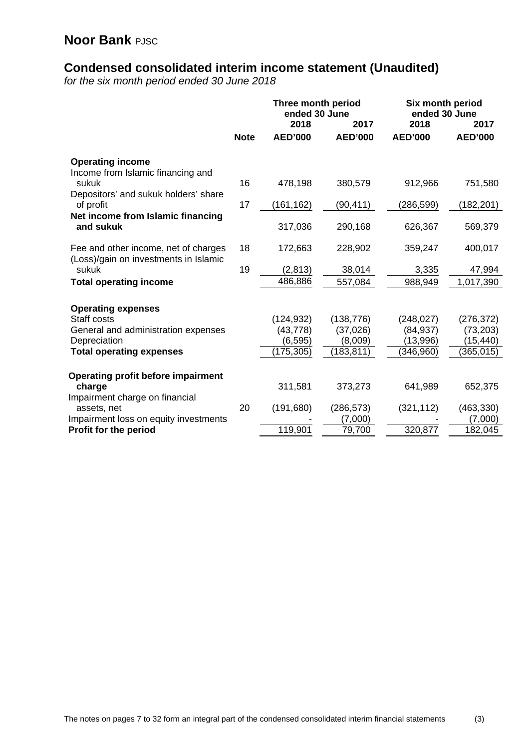# Noor Bank PJSC

## Condensed consolidated interim income statement (Unaudited)

*for the six month period ended 30 June 2018*

| | Note | Three month period ended 30 June 2018 AED'000 | Three month period ended 30 June 2017 AED'000 | Six month period ended 30 June 2018 AED'000 | Six month period ended 30 June 2017 AED'000 |
|---|---|---|---|---|---|
| **Operating income** | | | | | |
| Income from Islamic financing and sukuk | 16 | 478,198 | 380,579 | 912,966 | 751,580 |
| Depositors' and sukuk holders' share of profit | 17 | (161,162) | (90,411) | (286,599) | (182,201) |
| **Net income from Islamic financing and sukuk** | | 317,036 | 290,168 | 626,367 | 569,379 |
| Fee and other income, net of charges | 18 | 172,663 | 228,902 | 359,247 | 400,017 |
| (Loss)/gain on investments in Islamic sukuk | 19 | (2,813) | 38,014 | 3,335 | 47,994 |
| **Total operating income** | | 486,886 | 557,084 | 988,949 | 1,017,390 |
| **Operating expenses** | | | | | |
| Staff costs | | (124,932) | (138,776) | (248,027) | (276,372) |
| General and administration expenses | | (43,778) | (37,026) | (84,937) | (73,203) |
| Depreciation | | (6,595) | (8,009) | (13,996) | (15,440) |
| **Total operating expenses** | | (175,305) | (183,811) | (346,960) | (365,015) |
| **Operating profit before impairment charge** | | 311,581 | 373,273 | 641,989 | 652,375 |
| Impairment charge on financial assets, net | 20 | (191,680) | (286,573) | (321,112) | (463,330) |
| Impairment loss on equity investments | | - | (7,000) | - | (7,000) |
| **Profit for the period** | | 119,901 | 79,700 | 320,877 | 182,045 |

The notes on pages 7 to 32 form an integral part of the condensed consolidated interim financial statements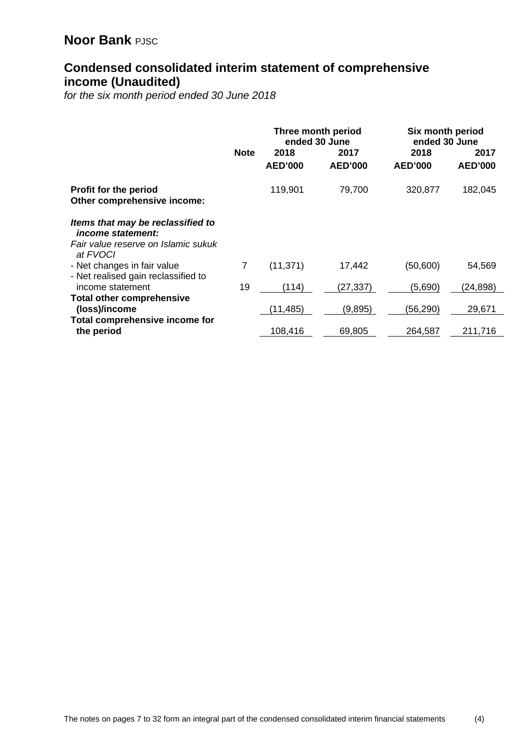# Noor Bank PJSC

## Condensed consolidated interim statement of comprehensive income (Unaudited)

*for the six month period ended 30 June 2018*

| | Note | Three month period ended 30 June | | Six month period ended 30 June | |
|---|---|---|---|---|---|
| | | 2018 | 2017 | 2018 | 2017 |
| | | AED'000 | AED'000 | AED'000 | AED'000 |
| **Profit for the period** | | 119,901 | 79,700 | 320,877 | 182,045 |
| **Other comprehensive income:** | | | | | |
| ***Items that may be reclassified to income statement:*** | | | | | |
| *Fair value reserve on Islamic sukuk at FVOCI* | | | | | |
| - Net changes in fair value | 7 | (11,371) | 17,442 | (50,600) | 54,569 |
| - Net realised gain reclassified to income statement | 19 | (114) | (27,337) | (5,690) | (24,898) |
| **Total other comprehensive (loss)/income** | | (11,485) | (9,895) | (56,290) | 29,671 |
| **Total comprehensive income for the period** | | 108,416 | 69,805 | 264,587 | 211,716 |

The notes on pages 7 to 32 form an integral part of the condensed consolidated interim financial statements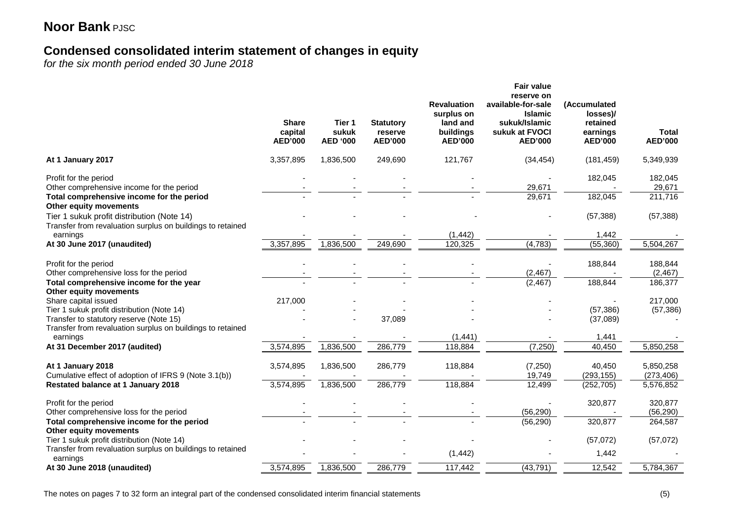# Noor Bank PJSC

## Condensed consolidated interim statement of changes in equity

*for the six month period ended 30 June 2018*

| | Share capital AED'000 | Tier 1 sukuk AED '000 | Statutory reserve AED'000 | Revaluation surplus on land and buildings AED'000 | Fair value reserve on available-for-sale Islamic sukuk/Islamic sukuk at FVOCI AED'000 | (Accumulated losses)/ retained earnings AED'000 | Total AED'000 |
|---|---|---|---|---|---|---|---|
| **At 1 January 2017** | 3,357,895 | 1,836,500 | 249,690 | 121,767 | (34,454) | (181,459) | 5,349,939 |
| Profit for the period | - | - | - | - | - | 182,045 | 182,045 |
| Other comprehensive income for the period | - | - | - | - | 29,671 | - | 29,671 |
| **Total comprehensive income for the period** | - | - | - | - | 29,671 | 182,045 | 211,716 |
| **Other equity movements** | | | | | | | |
| Tier 1 sukuk profit distribution (Note 14) | - | - | - | - | - | (57,388) | (57,388) |
| Transfer from revaluation surplus on buildings to retained earnings | - | - | - | (1,442) | - | 1,442 | - |
| **At 30 June 2017 (unaudited)** | 3,357,895 | 1,836,500 | 249,690 | 120,325 | (4,783) | (55,360) | 5,504,267 |
| Profit for the period | - | - | - | - | - | 188,844 | 188,844 |
| Other comprehensive loss for the period | - | - | - | - | (2,467) | - | (2,467) |
| **Total comprehensive income for the year** | - | - | - | - | (2,467) | 188,844 | 186,377 |
| **Other equity movements** | | | | | | | |
| Share capital issued | 217,000 | - | - | - | - | - | 217,000 |
| Tier 1 sukuk profit distribution (Note 14) | - | - | - | - | - | (57,386) | (57,386) |
| Transfer to statutory reserve (Note 15) | - | - | 37,089 | - | - | (37,089) | - |
| Transfer from revaluation surplus on buildings to retained earnings | - | - | - | (1,441) | - | 1,441 | - |
| **At 31 December 2017 (audited)** | 3,574,895 | 1,836,500 | 286,779 | 118,884 | (7,250) | 40,450 | 5,850,258 |
| **At 1 January 2018** | 3,574,895 | 1,836,500 | 286,779 | 118,884 | (7,250) | 40,450 | 5,850,258 |
| Cumulative effect of adoption of IFRS 9 (Note 3.1(b)) | - | - | - | - | 19,749 | (293,155) | (273,406) |
| **Restated balance at 1 January 2018** | 3,574,895 | 1,836,500 | 286,779 | 118,884 | 12,499 | (252,705) | 5,576,852 |
| Profit for the period | - | - | - | - | - | 320,877 | 320,877 |
| Other comprehensive loss for the period | - | - | - | - | (56,290) | - | (56,290) |
| **Total comprehensive income for the period** | - | - | - | - | (56,290) | 320,877 | 264,587 |
| **Other equity movements** | | | | | | | |
| Tier 1 sukuk profit distribution (Note 14) | - | - | - | - | - | (57,072) | (57,072) |
| Transfer from revaluation surplus on buildings to retained earnings | - | - | - | (1,442) | - | 1,442 | - |
| **At 30 June 2018 (unaudited)** | 3,574,895 | 1,836,500 | 286,779 | 117,442 | (43,791) | 12,542 | 5,784,367 |

The notes on pages 7 to 32 form an integral part of the condensed consolidated interim financial statements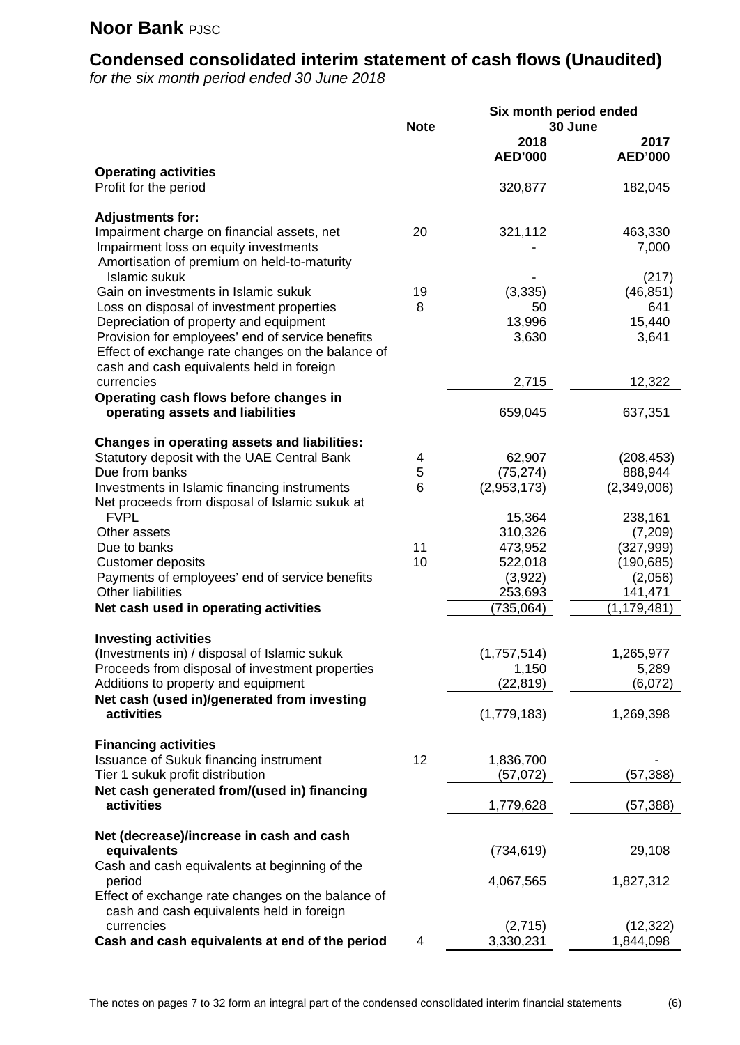# Noor Bank PJSC

## Condensed consolidated interim statement of cash flows (Unaudited)

*for the six month period ended 30 June 2018*

| | Note | Six month period ended 30 June | |
|---|---|---|---|
| | | 2018 AED'000 | 2017 AED'000 |
| **Operating activities** | | | |
| Profit for the period | | 320,877 | 182,045 |
| **Adjustments for:** | | | |
| Impairment charge on financial assets, net | 20 | 321,112 | 463,330 |
| Impairment loss on equity investments | | - | 7,000 |
| Amortisation of premium on held-to-maturity Islamic sukuk | | - | (217) |
| Gain on investments in Islamic sukuk | 19 | (3,335) | (46,851) |
| Loss on disposal of investment properties | 8 | 50 | 641 |
| Depreciation of property and equipment | | 13,996 | 15,440 |
| Provision for employees' end of service benefits | | 3,630 | 3,641 |
| Effect of exchange rate changes on the balance of cash and cash equivalents held in foreign currencies | | 2,715 | 12,322 |
| **Operating cash flows before changes in operating assets and liabilities** | | 659,045 | 637,351 |
| **Changes in operating assets and liabilities:** | | | |
| Statutory deposit with the UAE Central Bank | 4 | 62,907 | (208,453) |
| Due from banks | 5 | (75,274) | 888,944 |
| Investments in Islamic financing instruments | 6 | (2,953,173) | (2,349,006) |
| Net proceeds from disposal of Islamic sukuk at FVPL | | 15,364 | 238,161 |
| Other assets | | 310,326 | (7,209) |
| Due to banks | 11 | 473,952 | (327,999) |
| Customer deposits | 10 | 522,018 | (190,685) |
| Payments of employees' end of service benefits | | (3,922) | (2,056) |
| Other liabilities | | 253,693 | 141,471 |
| **Net cash used in operating activities** | | (735,064) | (1,179,481) |
| **Investing activities** | | | |
| (Investments in) / disposal of Islamic sukuk | | (1,757,514) | 1,265,977 |
| Proceeds from disposal of investment properties | | 1,150 | 5,289 |
| Additions to property and equipment | | (22,819) | (6,072) |
| **Net cash (used in)/generated from investing activities** | | (1,779,183) | 1,269,398 |
| **Financing activities** | | | |
| Issuance of Sukuk financing instrument | 12 | 1,836,700 | - |
| Tier 1 sukuk profit distribution | | (57,072) | (57,388) |
| **Net cash generated from/(used in) financing activities** | | 1,779,628 | (57,388) |
| **Net (decrease)/increase in cash and cash equivalents** | | (734,619) | 29,108 |
| Cash and cash equivalents at beginning of the period | | 4,067,565 | 1,827,312 |
| Effect of exchange rate changes on the balance of cash and cash equivalents held in foreign currencies | | (2,715) | (12,322) |
| **Cash and cash equivalents at end of the period** | 4 | 3,330,231 | 1,844,098 |

The notes on pages 7 to 32 form an integral part of the condensed consolidated interim financial statements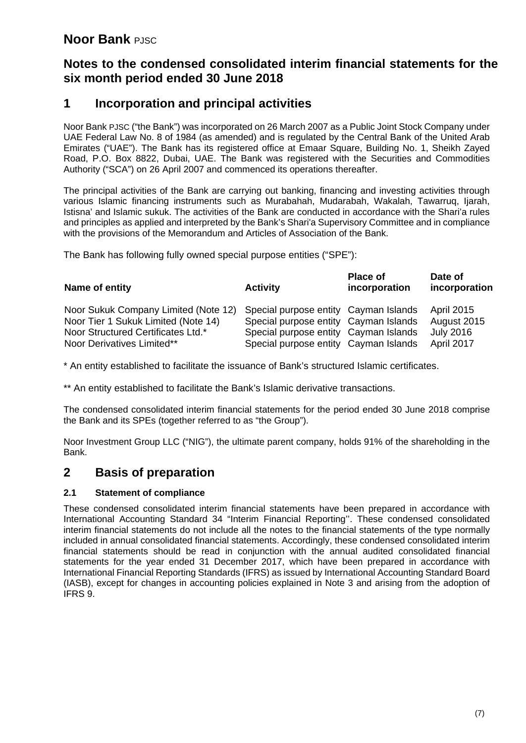# Noor Bank PJSC

## Notes to the condensed consolidated interim financial statements for the six month period ended 30 June 2018

## 1 Incorporation and principal activities

Noor Bank PJSC ("the Bank") was incorporated on 26 March 2007 as a Public Joint Stock Company under UAE Federal Law No. 8 of 1984 (as amended) and is regulated by the Central Bank of the United Arab Emirates ("UAE"). The Bank has its registered office at Emaar Square, Building No. 1, Sheikh Zayed Road, P.O. Box 8822, Dubai, UAE. The Bank was registered with the Securities and Commodities Authority ("SCA") on 26 April 2007 and commenced its operations thereafter.

The principal activities of the Bank are carrying out banking, financing and investing activities through various Islamic financing instruments such as Murabahah, Mudarabah, Wakalah, Tawarruq, Ijarah, Istisna' and Islamic sukuk. The activities of the Bank are conducted in accordance with the Shari'a rules and principles as applied and interpreted by the Bank's Shari'a Supervisory Committee and in compliance with the provisions of the Memorandum and Articles of Association of the Bank.

The Bank has following fully owned special purpose entities ("SPE"):

| Name of entity | Activity | Place of incorporation | Date of incorporation |
|---|---|---|---|
| Noor Sukuk Company Limited (Note 12) | Special purpose entity | Cayman Islands | April 2015 |
| Noor Tier 1 Sukuk Limited (Note 14) | Special purpose entity | Cayman Islands | August 2015 |
| Noor Structured Certificates Ltd.* | Special purpose entity | Cayman Islands | July 2016 |
| Noor Derivatives Limited** | Special purpose entity | Cayman Islands | April 2017 |

* An entity established to facilitate the issuance of Bank's structured Islamic certificates.

** An entity established to facilitate the Bank's Islamic derivative transactions.

The condensed consolidated interim financial statements for the period ended 30 June 2018 comprise the Bank and its SPEs (together referred to as "the Group").

Noor Investment Group LLC ("NIG"), the ultimate parent company, holds 91% of the shareholding in the Bank.

## 2 Basis of preparation

### 2.1 Statement of compliance

These condensed consolidated interim financial statements have been prepared in accordance with International Accounting Standard 34 "Interim Financial Reporting''. These condensed consolidated interim financial statements do not include all the notes to the financial statements of the type normally included in annual consolidated financial statements. Accordingly, these condensed consolidated interim financial statements should be read in conjunction with the annual audited consolidated financial statements for the year ended 31 December 2017, which have been prepared in accordance with International Financial Reporting Standards (IFRS) as issued by International Accounting Standard Board (IASB), except for changes in accounting policies explained in Note 3 and arising from the adoption of IFRS 9.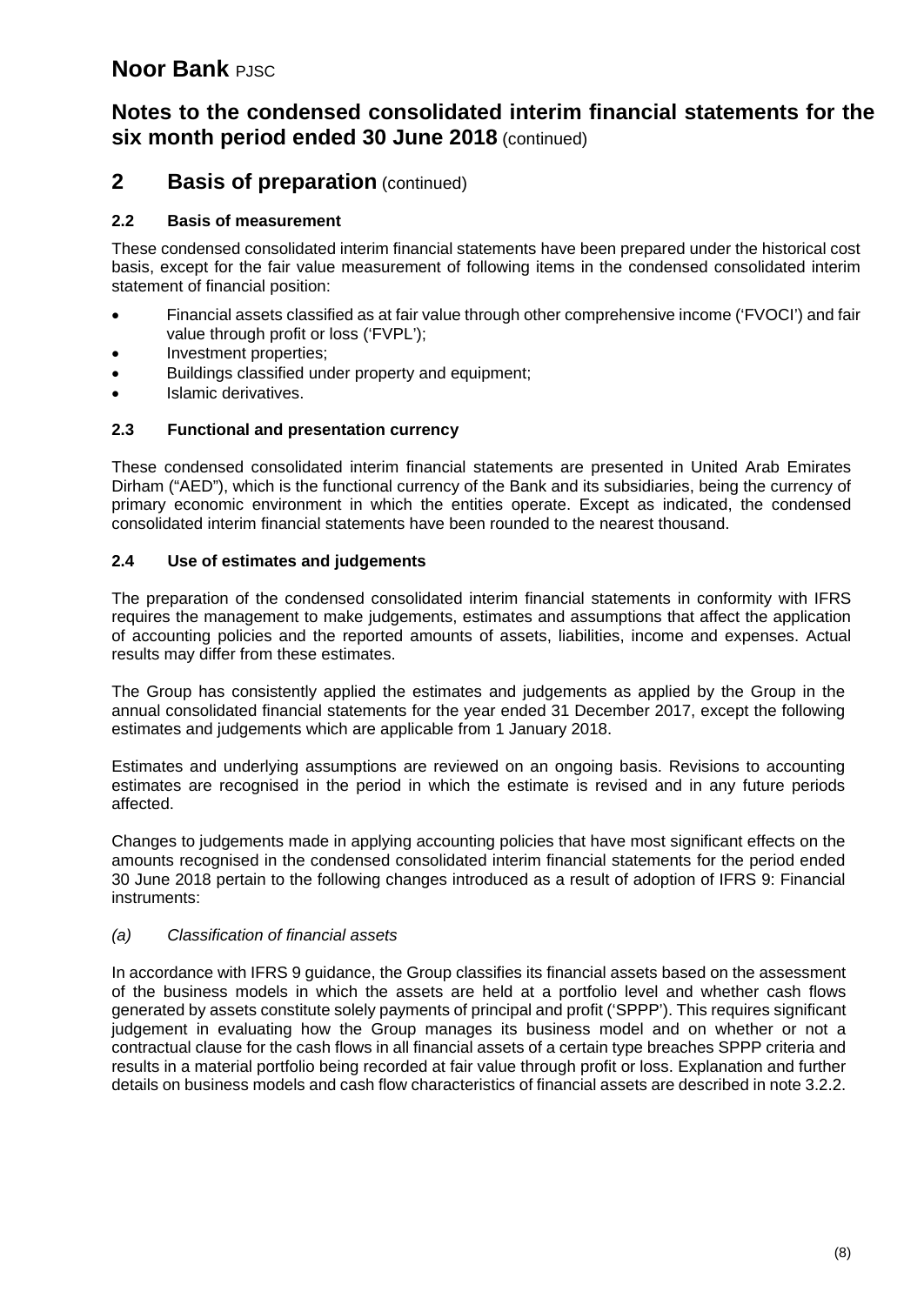# Noor Bank PJSC

## Notes to the condensed consolidated interim financial statements for the six month period ended 30 June 2018 (continued)

## 2 Basis of preparation (continued)

### 2.2 Basis of measurement

These condensed consolidated interim financial statements have been prepared under the historical cost basis, except for the fair value measurement of following items in the condensed consolidated interim statement of financial position:

- Financial assets classified as at fair value through other comprehensive income ('FVOCI') and fair value through profit or loss ('FVPL');
- Investment properties;
- Buildings classified under property and equipment;
- Islamic derivatives.

### 2.3 Functional and presentation currency

These condensed consolidated interim financial statements are presented in United Arab Emirates Dirham ("AED"), which is the functional currency of the Bank and its subsidiaries, being the currency of primary economic environment in which the entities operate. Except as indicated, the condensed consolidated interim financial statements have been rounded to the nearest thousand.

### 2.4 Use of estimates and judgements

The preparation of the condensed consolidated interim financial statements in conformity with IFRS requires the management to make judgements, estimates and assumptions that affect the application of accounting policies and the reported amounts of assets, liabilities, income and expenses. Actual results may differ from these estimates.

The Group has consistently applied the estimates and judgements as applied by the Group in the annual consolidated financial statements for the year ended 31 December 2017, except the following estimates and judgements which are applicable from 1 January 2018.

Estimates and underlying assumptions are reviewed on an ongoing basis. Revisions to accounting estimates are recognised in the period in which the estimate is revised and in any future periods affected.

Changes to judgements made in applying accounting policies that have most significant effects on the amounts recognised in the condensed consolidated interim financial statements for the period ended 30 June 2018 pertain to the following changes introduced as a result of adoption of IFRS 9: Financial instruments:

*(a) Classification of financial assets*

In accordance with IFRS 9 guidance, the Group classifies its financial assets based on the assessment of the business models in which the assets are held at a portfolio level and whether cash flows generated by assets constitute solely payments of principal and profit ('SPPP'). This requires significant judgement in evaluating how the Group manages its business model and on whether or not a contractual clause for the cash flows in all financial assets of a certain type breaches SPPP criteria and results in a material portfolio being recorded at fair value through profit or loss. Explanation and further details on business models and cash flow characteristics of financial assets are described in note 3.2.2.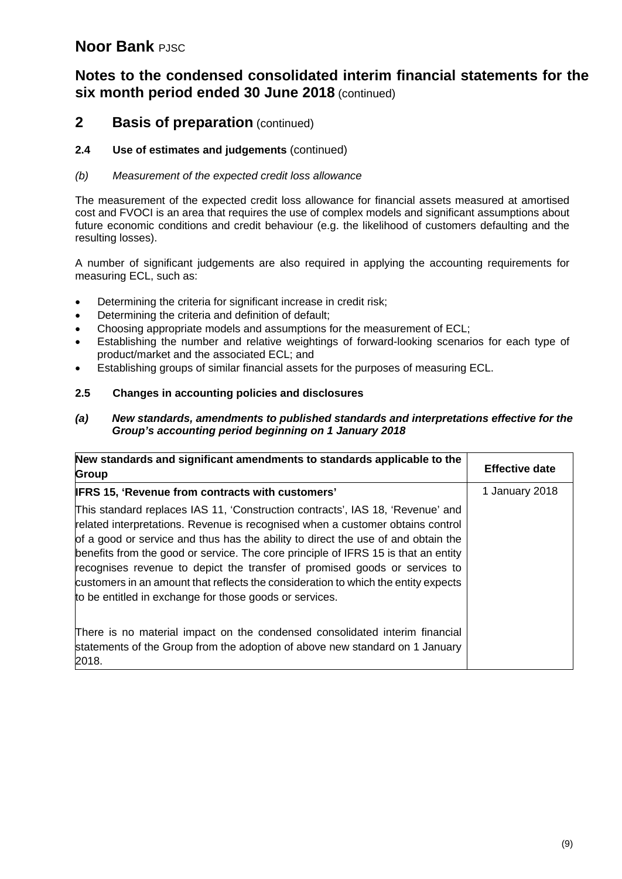# Noor Bank PJSC

## Notes to the condensed consolidated interim financial statements for the six month period ended 30 June 2018 (continued)

## 2 Basis of preparation (continued)

### 2.4 Use of estimates and judgements (continued)

*(b) Measurement of the expected credit loss allowance*

The measurement of the expected credit loss allowance for financial assets measured at amortised cost and FVOCI is an area that requires the use of complex models and significant assumptions about future economic conditions and credit behaviour (e.g. the likelihood of customers defaulting and the resulting losses).

A number of significant judgements are also required in applying the accounting requirements for measuring ECL, such as:

- Determining the criteria for significant increase in credit risk;
- Determining the criteria and definition of default;
- Choosing appropriate models and assumptions for the measurement of ECL;
- Establishing the number and relative weightings of forward-looking scenarios for each type of product/market and the associated ECL; and
- Establishing groups of similar financial assets for the purposes of measuring ECL.

### 2.5 Changes in accounting policies and disclosures

***(a) New standards, amendments to published standards and interpretations effective for the Group's accounting period beginning on 1 January 2018***

| New standards and significant amendments to standards applicable to the Group | Effective date |
|---|---|
| **IFRS 15, 'Revenue from contracts with customers'**<br>This standard replaces IAS 11, 'Construction contracts', IAS 18, 'Revenue' and related interpretations. Revenue is recognised when a customer obtains control of a good or service and thus has the ability to direct the use of and obtain the benefits from the good or service. The core principle of IFRS 15 is that an entity recognises revenue to depict the transfer of promised goods or services to customers in an amount that reflects the consideration to which the entity expects to be entitled in exchange for those goods or services.<br><br>There is no material impact on the condensed consolidated interim financial statements of the Group from the adoption of above new standard on 1 January 2018. | 1 January 2018 |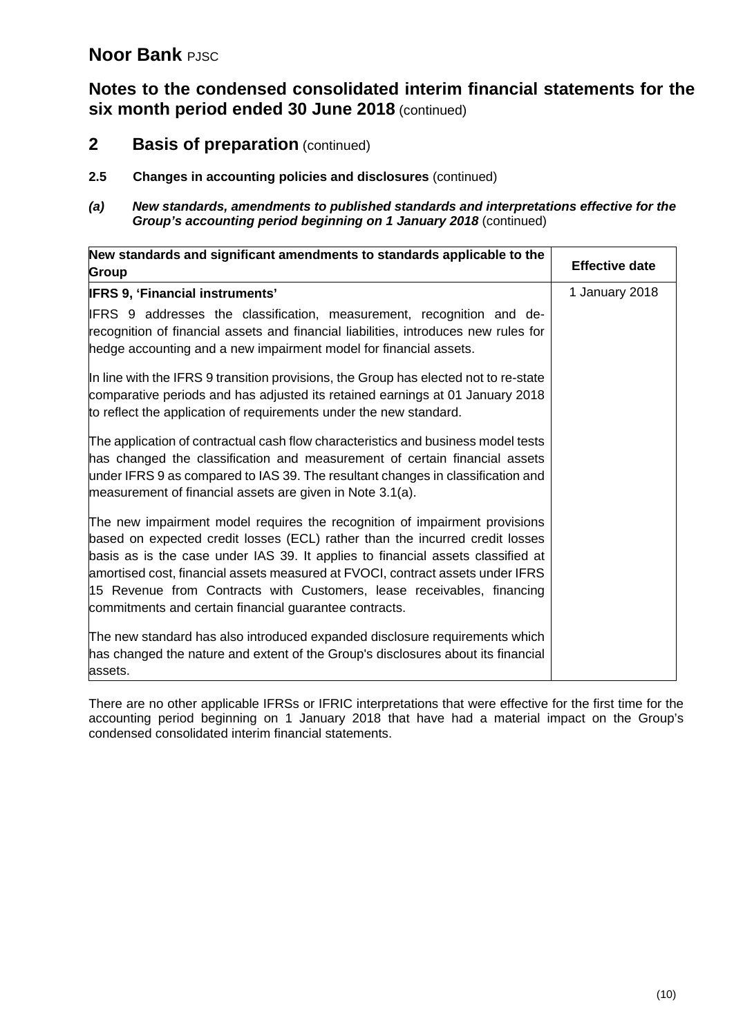# Noor Bank PJSC

## Notes to the condensed consolidated interim financial statements for the six month period ended 30 June 2018 (continued)

## 2 Basis of preparation (continued)

### 2.5 Changes in accounting policies and disclosures (continued)

***(a) New standards, amendments to published standards and interpretations effective for the Group's accounting period beginning on 1 January 2018*** (continued)

| New standards and significant amendments to standards applicable to the Group | Effective date |
|---|---|
| **IFRS 9, 'Financial instruments'**<br><br>IFRS 9 addresses the classification, measurement, recognition and de-recognition of financial assets and financial liabilities, introduces new rules for hedge accounting and a new impairment model for financial assets.<br><br>In line with the IFRS 9 transition provisions, the Group has elected not to re-state comparative periods and has adjusted its retained earnings at 01 January 2018 to reflect the application of requirements under the new standard.<br><br>The application of contractual cash flow characteristics and business model tests has changed the classification and measurement of certain financial assets under IFRS 9 as compared to IAS 39. The resultant changes in classification and measurement of financial assets are given in Note 3.1(a).<br><br>The new impairment model requires the recognition of impairment provisions based on expected credit losses (ECL) rather than the incurred credit losses basis as is the case under IAS 39. It applies to financial assets classified at amortised cost, financial assets measured at FVOCI, contract assets under IFRS 15 Revenue from Contracts with Customers, lease receivables, financing commitments and certain financial guarantee contracts.<br><br>The new standard has also introduced expanded disclosure requirements which has changed the nature and extent of the Group's disclosures about its financial assets. | 1 January 2018 |

There are no other applicable IFRSs or IFRIC interpretations that were effective for the first time for the accounting period beginning on 1 January 2018 that have had a material impact on the Group's condensed consolidated interim financial statements.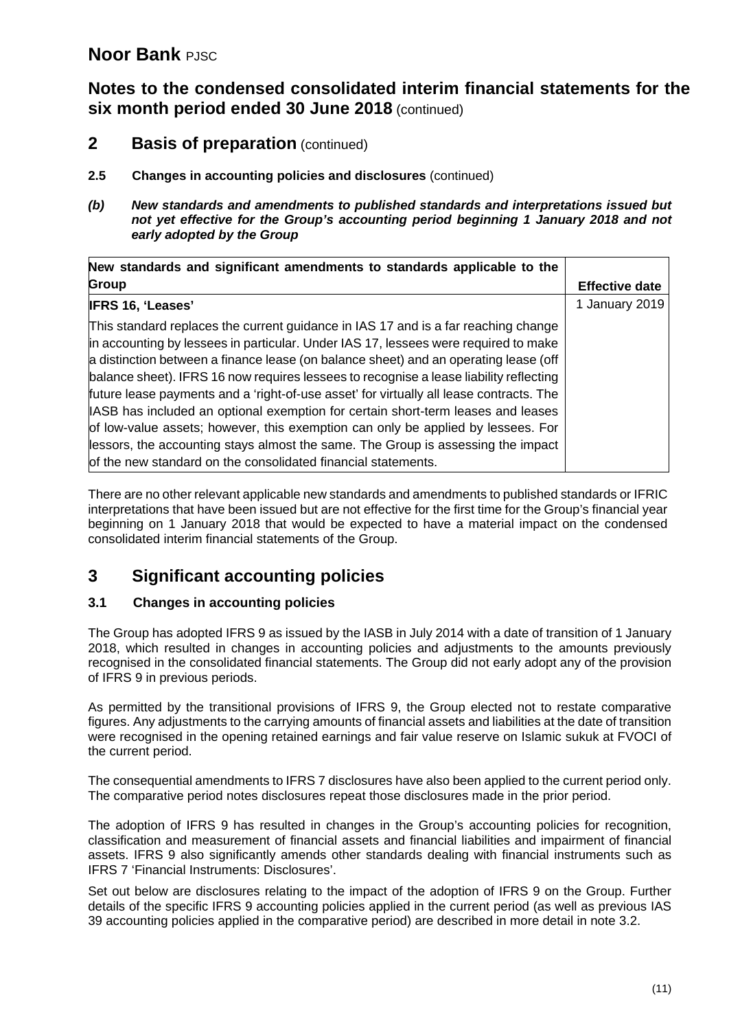# Noor Bank PJSC

## Notes to the condensed consolidated interim financial statements for the six month period ended 30 June 2018 (continued)

## 2 Basis of preparation (continued)

### 2.5 Changes in accounting policies and disclosures (continued)

***(b) New standards and amendments to published standards and interpretations issued but not yet effective for the Group's accounting period beginning 1 January 2018 and not early adopted by the Group***

| New standards and significant amendments to standards applicable to the Group | Effective date |
|---|---|
| **IFRS 16, 'Leases'** | 1 January 2019 |
| This standard replaces the current guidance in IAS 17 and is a far reaching change in accounting by lessees in particular. Under IAS 17, lessees were required to make a distinction between a finance lease (on balance sheet) and an operating lease (off balance sheet). IFRS 16 now requires lessees to recognise a lease liability reflecting future lease payments and a 'right-of-use asset' for virtually all lease contracts. The IASB has included an optional exemption for certain short-term leases and leases of low-value assets; however, this exemption can only be applied by lessees. For lessors, the accounting stays almost the same. The Group is assessing the impact of the new standard on the consolidated financial statements. | |

There are no other relevant applicable new standards and amendments to published standards or IFRIC interpretations that have been issued but are not effective for the first time for the Group's financial year beginning on 1 January 2018 that would be expected to have a material impact on the condensed consolidated interim financial statements of the Group.

## 3 Significant accounting policies

### 3.1 Changes in accounting policies

The Group has adopted IFRS 9 as issued by the IASB in July 2014 with a date of transition of 1 January 2018, which resulted in changes in accounting policies and adjustments to the amounts previously recognised in the consolidated financial statements. The Group did not early adopt any of the provision of IFRS 9 in previous periods.

As permitted by the transitional provisions of IFRS 9, the Group elected not to restate comparative figures. Any adjustments to the carrying amounts of financial assets and liabilities at the date of transition were recognised in the opening retained earnings and fair value reserve on Islamic sukuk at FVOCI of the current period.

The consequential amendments to IFRS 7 disclosures have also been applied to the current period only. The comparative period notes disclosures repeat those disclosures made in the prior period.

The adoption of IFRS 9 has resulted in changes in the Group's accounting policies for recognition, classification and measurement of financial assets and financial liabilities and impairment of financial assets. IFRS 9 also significantly amends other standards dealing with financial instruments such as IFRS 7 'Financial Instruments: Disclosures'.

Set out below are disclosures relating to the impact of the adoption of IFRS 9 on the Group. Further details of the specific IFRS 9 accounting policies applied in the current period (as well as previous IAS 39 accounting policies applied in the comparative period) are described in more detail in note 3.2.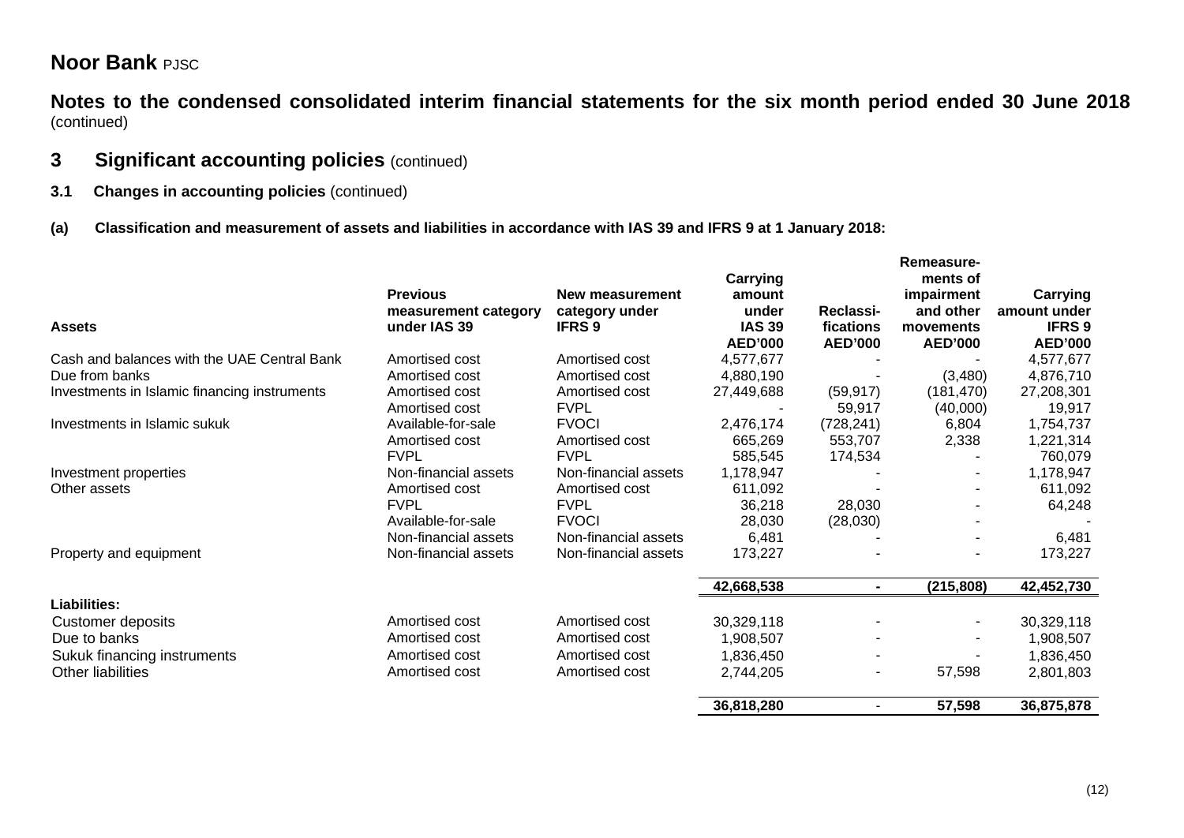## Noor Bank PJSC

**Notes to the condensed consolidated interim financial statements for the six month period ended 30 June 2018** (continued)

# 3 Significant accounting policies (continued)

## 3.1 Changes in accounting policies (continued)

**(a) Classification and measurement of assets and liabilities in accordance with IAS 39 and IFRS 9 at 1 January 2018:**

| Assets | Previous measurement category under IAS 39 | New measurement category under IFRS 9 | Carrying amount under IAS 39 AED'000 | Reclassi-fications AED'000 | Remeasure-ments of impairment and other movements AED'000 | Carrying amount under IFRS 9 AED'000 |
|---|---|---|---|---|---|---|
| Cash and balances with the UAE Central Bank | Amortised cost | Amortised cost | 4,577,677 | - | - | 4,577,677 |
| Due from banks | Amortised cost | Amortised cost | 4,880,190 | - | (3,480) | 4,876,710 |
| Investments in Islamic financing instruments | Amortised cost | Amortised cost | 27,449,688 | (59,917) | (181,470) | 27,208,301 |
| | Amortised cost | FVPL | - | 59,917 | (40,000) | 19,917 |
| Investments in Islamic sukuk | Available-for-sale | FVOCI | 2,476,174 | (728,241) | 6,804 | 1,754,737 |
| | Amortised cost | Amortised cost | 665,269 | 553,707 | 2,338 | 1,221,314 |
| | FVPL | FVPL | 585,545 | 174,534 | - | 760,079 |
| Investment properties | Non-financial assets | Non-financial assets | 1,178,947 | - | - | 1,178,947 |
| Other assets | Amortised cost | Amortised cost | 611,092 | - | - | 611,092 |
| | FVPL | FVPL | 36,218 | 28,030 | - | 64,248 |
| | Available-for-sale | FVOCI | 28,030 | (28,030) | - | - |
| | Non-financial assets | Non-financial assets | 6,481 | - | - | 6,481 |
| Property and equipment | Non-financial assets | Non-financial assets | 173,227 | - | - | 173,227 |
| | | | **42,668,538** | **-** | **(215,808)** | **42,452,730** |
| **Liabilities:** | | | | | | |
| Customer deposits | Amortised cost | Amortised cost | 30,329,118 | - | - | 30,329,118 |
| Due to banks | Amortised cost | Amortised cost | 1,908,507 | - | - | 1,908,507 |
| Sukuk financing instruments | Amortised cost | Amortised cost | 1,836,450 | - | - | 1,836,450 |
| Other liabilities | Amortised cost | Amortised cost | 2,744,205 | - | 57,598 | 2,801,803 |
| | | | **36,818,280** | - | **57,598** | **36,875,878** |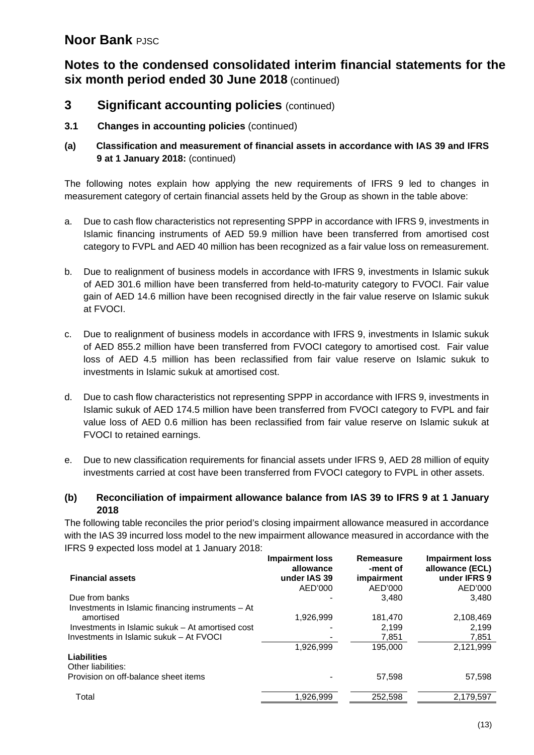# Noor Bank PJSC

## Notes to the condensed consolidated interim financial statements for the six month period ended 30 June 2018 (continued)

## 3 Significant accounting policies (continued)

### 3.1 Changes in accounting policies (continued)

#### (a) Classification and measurement of financial assets in accordance with IAS 39 and IFRS 9 at 1 January 2018: (continued)

The following notes explain how applying the new requirements of IFRS 9 led to changes in measurement category of certain financial assets held by the Group as shown in the table above:

a. Due to cash flow characteristics not representing SPPP in accordance with IFRS 9, investments in Islamic financing instruments of AED 59.9 million have been transferred from amortised cost category to FVPL and AED 40 million has been recognized as a fair value loss on remeasurement.

b. Due to realignment of business models in accordance with IFRS 9, investments in Islamic sukuk of AED 301.6 million have been transferred from held-to-maturity category to FVOCI. Fair value gain of AED 14.6 million have been recognised directly in the fair value reserve on Islamic sukuk at FVOCI.

c. Due to realignment of business models in accordance with IFRS 9, investments in Islamic sukuk of AED 855.2 million have been transferred from FVOCI category to amortised cost. Fair value loss of AED 4.5 million has been reclassified from fair value reserve on Islamic sukuk to investments in Islamic sukuk at amortised cost.

d. Due to cash flow characteristics not representing SPPP in accordance with IFRS 9, investments in Islamic sukuk of AED 174.5 million have been transferred from FVOCI category to FVPL and fair value loss of AED 0.6 million has been reclassified from fair value reserve on Islamic sukuk at FVOCI to retained earnings.

e. Due to new classification requirements for financial assets under IFRS 9, AED 28 million of equity investments carried at cost have been transferred from FVOCI category to FVPL in other assets.

#### (b) Reconciliation of impairment allowance balance from IAS 39 to IFRS 9 at 1 January 2018

The following table reconciles the prior period's closing impairment allowance measured in accordance with the IAS 39 incurred loss model to the new impairment allowance measured in accordance with the IFRS 9 expected loss model at 1 January 2018:

| Financial assets | Impairment loss allowance under IAS 39 | Remeasure -ment of impairment | Impairment loss allowance (ECL) under IFRS 9 |
|---|---|---|---|
| | AED'000 | AED'000 | AED'000 |
| Due from banks | - | 3,480 | 3,480 |
| Investments in Islamic financing instruments – At amortised | 1,926,999 | 181,470 | 2,108,469 |
| Investments in Islamic sukuk – At amortised cost | - | 2,199 | 2,199 |
| Investments in Islamic sukuk – At FVOCI | - | 7,851 | 7,851 |
| | 1,926,999 | 195,000 | 2,121,999 |
| **Liabilities** | | | |
| Other liabilities: | | | |
| Provision on off-balance sheet items | - | 57,598 | 57,598 |
| Total | 1,926,999 | 252,598 | 2,179,597 |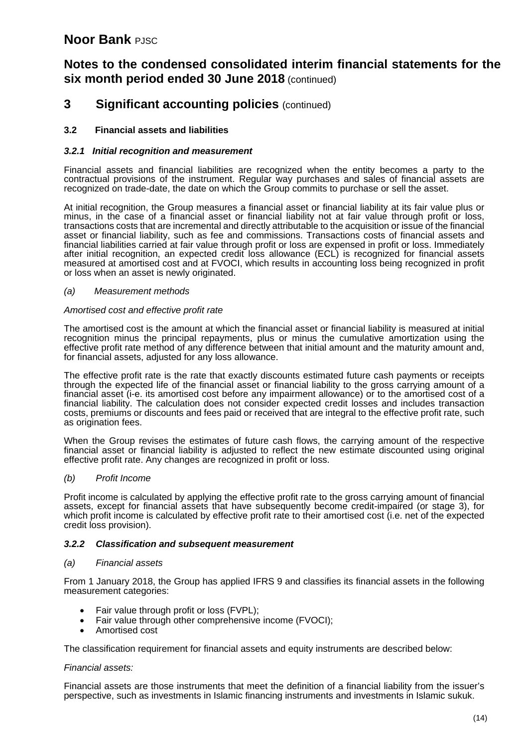# Noor Bank PJSC

## Notes to the condensed consolidated interim financial statements for the six month period ended 30 June 2018 (continued)

## 3 Significant accounting policies (continued)

### 3.2 Financial assets and liabilities

#### *3.2.1 Initial recognition and measurement*

Financial assets and financial liabilities are recognized when the entity becomes a party to the contractual provisions of the instrument. Regular way purchases and sales of financial assets are recognized on trade-date, the date on which the Group commits to purchase or sell the asset.

At initial recognition, the Group measures a financial asset or financial liability at its fair value plus or minus, in the case of a financial asset or financial liability not at fair value through profit or loss, transactions costs that are incremental and directly attributable to the acquisition or issue of the financial asset or financial liability, such as fee and commissions. Transactions costs of financial assets and financial liabilities carried at fair value through profit or loss are expensed in profit or loss. Immediately after initial recognition, an expected credit loss allowance (ECL) is recognized for financial assets measured at amortised cost and at FVOCI, which results in accounting loss being recognized in profit or loss when an asset is newly originated.

*(a) Measurement methods*

*Amortised cost and effective profit rate*

The amortised cost is the amount at which the financial asset or financial liability is measured at initial recognition minus the principal repayments, plus or minus the cumulative amortization using the effective profit rate method of any difference between that initial amount and the maturity amount and, for financial assets, adjusted for any loss allowance.

The effective profit rate is the rate that exactly discounts estimated future cash payments or receipts through the expected life of the financial asset or financial liability to the gross carrying amount of a financial asset (i-e. its amortised cost before any impairment allowance) or to the amortised cost of a financial liability. The calculation does not consider expected credit losses and includes transaction costs, premiums or discounts and fees paid or received that are integral to the effective profit rate, such as origination fees.

When the Group revises the estimates of future cash flows, the carrying amount of the respective financial asset or financial liability is adjusted to reflect the new estimate discounted using original effective profit rate. Any changes are recognized in profit or loss.

*(b) Profit Income*

Profit income is calculated by applying the effective profit rate to the gross carrying amount of financial assets, except for financial assets that have subsequently become credit-impaired (or stage 3), for which profit income is calculated by effective profit rate to their amortised cost (i.e. net of the expected credit loss provision).

#### *3.2.2 Classification and subsequent measurement*

*(a) Financial assets*

From 1 January 2018, the Group has applied IFRS 9 and classifies its financial assets in the following measurement categories:

- Fair value through profit or loss (FVPL);
- Fair value through other comprehensive income (FVOCI);
- Amortised cost

The classification requirement for financial assets and equity instruments are described below:

*Financial assets:*

Financial assets are those instruments that meet the definition of a financial liability from the issuer's perspective, such as investments in Islamic financing instruments and investments in Islamic sukuk.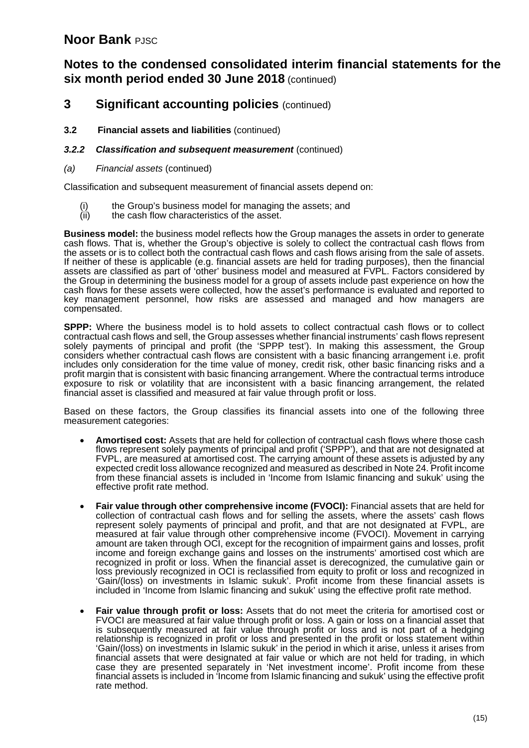## 3 Significant accounting policies (continued)

### 3.2 Financial assets and liabilities (continued)

#### *3.2.2 Classification and subsequent measurement* (continued)

*(a) Financial assets* (continued)

Classification and subsequent measurement of financial assets depend on:

(i) the Group's business model for managing the assets; and
(ii) the cash flow characteristics of the asset.

**Business model:** the business model reflects how the Group manages the assets in order to generate cash flows. That is, whether the Group's objective is solely to collect the contractual cash flows from the assets or is to collect both the contractual cash flows and cash flows arising from the sale of assets. If neither of these is applicable (e.g. financial assets are held for trading purposes), then the financial assets are classified as part of 'other' business model and measured at FVPL. Factors considered by the Group in determining the business model for a group of assets include past experience on how the cash flows for these assets were collected, how the asset's performance is evaluated and reported to key management personnel, how risks are assessed and managed and how managers are compensated.

**SPPP:** Where the business model is to hold assets to collect contractual cash flows or to collect contractual cash flows and sell, the Group assesses whether financial instruments' cash flows represent solely payments of principal and profit (the 'SPPP test'). In making this assessment, the Group considers whether contractual cash flows are consistent with a basic financing arrangement i.e. profit includes only consideration for the time value of money, credit risk, other basic financing risks and a profit margin that is consistent with basic financing arrangement. Where the contractual terms introduce exposure to risk or volatility that are inconsistent with a basic financing arrangement, the related financial asset is classified and measured at fair value through profit or loss.

Based on these factors, the Group classifies its financial assets into one of the following three measurement categories:

- **Amortised cost:** Assets that are held for collection of contractual cash flows where those cash flows represent solely payments of principal and profit ('SPPP'), and that are not designated at FVPL, are measured at amortised cost. The carrying amount of these assets is adjusted by any expected credit loss allowance recognized and measured as described in Note 24. Profit income from these financial assets is included in 'Income from Islamic financing and sukuk' using the effective profit rate method.

- **Fair value through other comprehensive income (FVOCI):** Financial assets that are held for collection of contractual cash flows and for selling the assets, where the assets' cash flows represent solely payments of principal and profit, and that are not designated at FVPL, are measured at fair value through other comprehensive income (FVOCI). Movement in carrying amount are taken through OCI, except for the recognition of impairment gains and losses, profit income and foreign exchange gains and losses on the instruments' amortised cost which are recognized in profit or loss. When the financial asset is derecognized, the cumulative gain or loss previously recognized in OCI is reclassified from equity to profit or loss and recognized in 'Gain/(loss) on investments in Islamic sukuk'. Profit income from these financial assets is included in 'Income from Islamic financing and sukuk' using the effective profit rate method.

- **Fair value through profit or loss:** Assets that do not meet the criteria for amortised cost or FVOCI are measured at fair value through profit or loss. A gain or loss on a financial asset that is subsequently measured at fair value through profit or loss and is not part of a hedging relationship is recognized in profit or loss and presented in the profit or loss statement within 'Gain/(loss) on investments in Islamic sukuk' in the period in which it arise, unless it arises from financial assets that were designated at fair value or which are not held for trading, in which case they are presented separately in 'Net investment income'. Profit income from these financial assets is included in 'Income from Islamic financing and sukuk' using the effective profit rate method.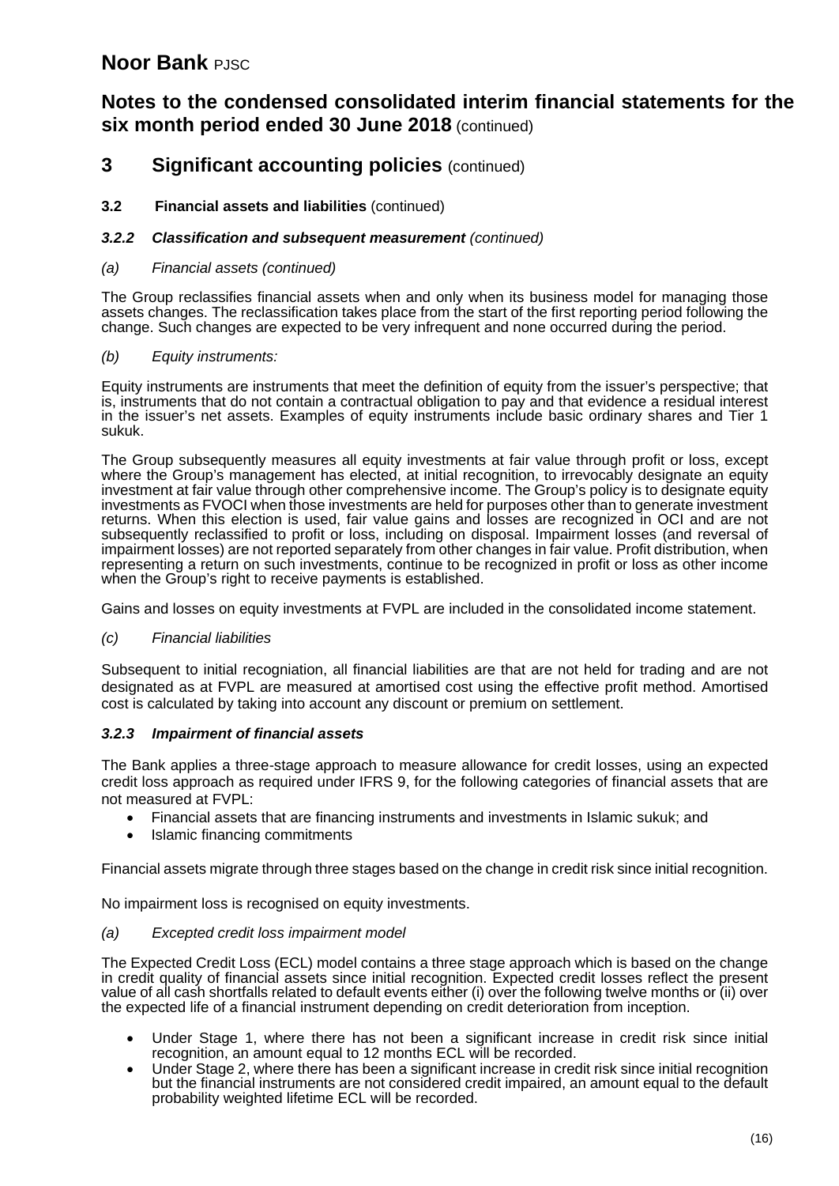## 3 Significant accounting policies (continued)

### 3.2 Financial assets and liabilities (continued)

#### *3.2.2 Classification and subsequent measurement (continued)*

*(a) Financial assets (continued)*

The Group reclassifies financial assets when and only when its business model for managing those assets changes. The reclassification takes place from the start of the first reporting period following the change. Such changes are expected to be very infrequent and none occurred during the period.

*(b) Equity instruments:*

Equity instruments are instruments that meet the definition of equity from the issuer's perspective; that is, instruments that do not contain a contractual obligation to pay and that evidence a residual interest in the issuer's net assets. Examples of equity instruments include basic ordinary shares and Tier 1 sukuk.

The Group subsequently measures all equity investments at fair value through profit or loss, except where the Group's management has elected, at initial recognition, to irrevocably designate an equity investment at fair value through other comprehensive income. The Group's policy is to designate equity investments as FVOCI when those investments are held for purposes other than to generate investment returns. When this election is used, fair value gains and losses are recognized in OCI and are not subsequently reclassified to profit or loss, including on disposal. Impairment losses (and reversal of impairment losses) are not reported separately from other changes in fair value. Profit distribution, when representing a return on such investments, continue to be recognized in profit or loss as other income when the Group's right to receive payments is established.

Gains and losses on equity investments at FVPL are included in the consolidated income statement.

*(c) Financial liabilities*

Subsequent to initial recogniation, all financial liabilities are that are not held for trading and are not designated as at FVPL are measured at amortised cost using the effective profit method. Amortised cost is calculated by taking into account any discount or premium on settlement.

#### *3.2.3 Impairment of financial assets*

The Bank applies a three-stage approach to measure allowance for credit losses, using an expected credit loss approach as required under IFRS 9, for the following categories of financial assets that are not measured at FVPL:

- Financial assets that are financing instruments and investments in Islamic sukuk; and
- Islamic financing commitments

Financial assets migrate through three stages based on the change in credit risk since initial recognition.

No impairment loss is recognised on equity investments.

*(a) Excepted credit loss impairment model*

The Expected Credit Loss (ECL) model contains a three stage approach which is based on the change in credit quality of financial assets since initial recognition. Expected credit losses reflect the present value of all cash shortfalls related to default events either (i) over the following twelve months or (ii) over the expected life of a financial instrument depending on credit deterioration from inception.

- Under Stage 1, where there has not been a significant increase in credit risk since initial recognition, an amount equal to 12 months ECL will be recorded.
- Under Stage 2, where there has been a significant increase in credit risk since initial recognition but the financial instruments are not considered credit impaired, an amount equal to the default probability weighted lifetime ECL will be recorded.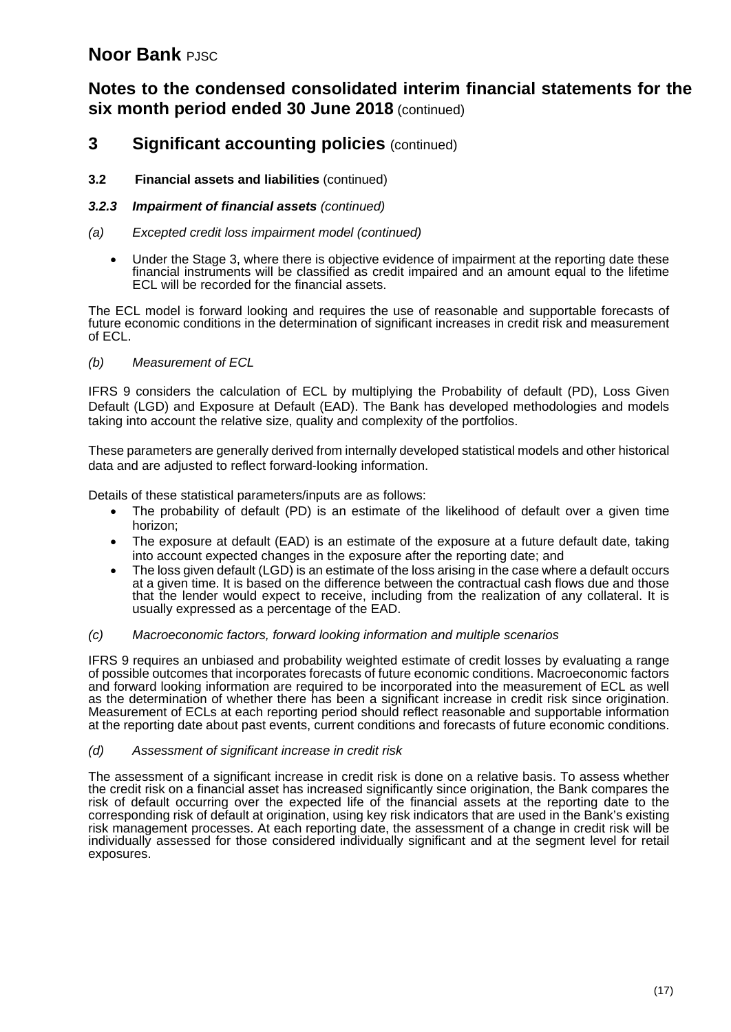# Noor Bank PJSC

## Notes to the condensed consolidated interim financial statements for the six month period ended 30 June 2018 (continued)

## 3 Significant accounting policies (continued)

### 3.2 Financial assets and liabilities (continued)

#### *3.2.3 Impairment of financial assets (continued)*

*(a) Excepted credit loss impairment model (continued)*

- Under the Stage 3, where there is objective evidence of impairment at the reporting date these financial instruments will be classified as credit impaired and an amount equal to the lifetime ECL will be recorded for the financial assets.

The ECL model is forward looking and requires the use of reasonable and supportable forecasts of future economic conditions in the determination of significant increases in credit risk and measurement of ECL.

*(b) Measurement of ECL*

IFRS 9 considers the calculation of ECL by multiplying the Probability of default (PD), Loss Given Default (LGD) and Exposure at Default (EAD). The Bank has developed methodologies and models taking into account the relative size, quality and complexity of the portfolios.

These parameters are generally derived from internally developed statistical models and other historical data and are adjusted to reflect forward-looking information.

Details of these statistical parameters/inputs are as follows:

- The probability of default (PD) is an estimate of the likelihood of default over a given time horizon;
- The exposure at default (EAD) is an estimate of the exposure at a future default date, taking into account expected changes in the exposure after the reporting date; and
- The loss given default (LGD) is an estimate of the loss arising in the case where a default occurs at a given time. It is based on the difference between the contractual cash flows due and those that the lender would expect to receive, including from the realization of any collateral. It is usually expressed as a percentage of the EAD.

*(c) Macroeconomic factors, forward looking information and multiple scenarios*

IFRS 9 requires an unbiased and probability weighted estimate of credit losses by evaluating a range of possible outcomes that incorporates forecasts of future economic conditions. Macroeconomic factors and forward looking information are required to be incorporated into the measurement of ECL as well as the determination of whether there has been a significant increase in credit risk since origination. Measurement of ECLs at each reporting period should reflect reasonable and supportable information at the reporting date about past events, current conditions and forecasts of future economic conditions.

*(d) Assessment of significant increase in credit risk*

The assessment of a significant increase in credit risk is done on a relative basis. To assess whether the credit risk on a financial asset has increased significantly since origination, the Bank compares the risk of default occurring over the expected life of the financial assets at the reporting date to the corresponding risk of default at origination, using key risk indicators that are used in the Bank's existing risk management processes. At each reporting date, the assessment of a change in credit risk will be individually assessed for those considered individually significant and at the segment level for retail exposures.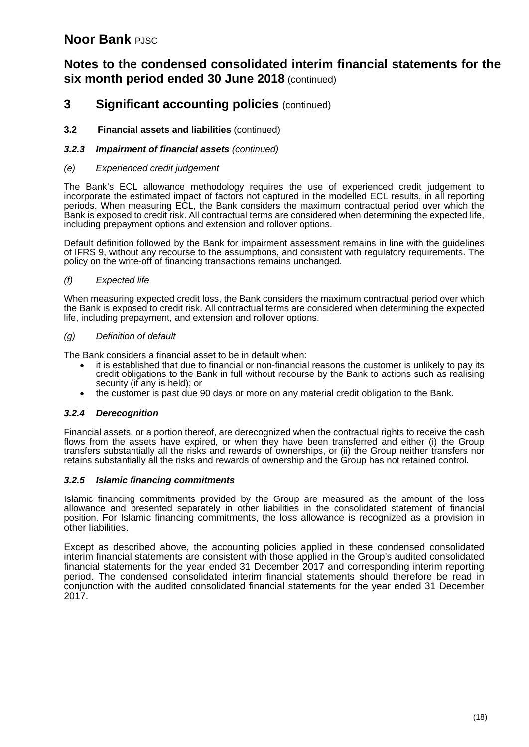# Noor Bank PJSC

## Notes to the condensed consolidated interim financial statements for the six month period ended 30 June 2018 (continued)

## 3 Significant accounting policies (continued)

### 3.2 Financial assets and liabilities (continued)

#### *3.2.3 Impairment of financial assets (continued)*

*(e) Experienced credit judgement*

The Bank's ECL allowance methodology requires the use of experienced credit judgement to incorporate the estimated impact of factors not captured in the modelled ECL results, in all reporting periods. When measuring ECL, the Bank considers the maximum contractual period over which the Bank is exposed to credit risk. All contractual terms are considered when determining the expected life, including prepayment options and extension and rollover options.

Default definition followed by the Bank for impairment assessment remains in line with the guidelines of IFRS 9, without any recourse to the assumptions, and consistent with regulatory requirements. The policy on the write-off of financing transactions remains unchanged.

*(f) Expected life*

When measuring expected credit loss, the Bank considers the maximum contractual period over which the Bank is exposed to credit risk. All contractual terms are considered when determining the expected life, including prepayment, and extension and rollover options.

*(g) Definition of default*

The Bank considers a financial asset to be in default when:

- it is established that due to financial or non-financial reasons the customer is unlikely to pay its credit obligations to the Bank in full without recourse by the Bank to actions such as realising security (if any is held); or
- the customer is past due 90 days or more on any material credit obligation to the Bank.

#### *3.2.4 Derecognition*

Financial assets, or a portion thereof, are derecognized when the contractual rights to receive the cash flows from the assets have expired, or when they have been transferred and either (i) the Group transfers substantially all the risks and rewards of ownerships, or (ii) the Group neither transfers nor retains substantially all the risks and rewards of ownership and the Group has not retained control.

#### *3.2.5 Islamic financing commitments*

Islamic financing commitments provided by the Group are measured as the amount of the loss allowance and presented separately in other liabilities in the consolidated statement of financial position. For Islamic financing commitments, the loss allowance is recognized as a provision in other liabilities.

Except as described above, the accounting policies applied in these condensed consolidated interim financial statements are consistent with those applied in the Group's audited consolidated financial statements for the year ended 31 December 2017 and corresponding interim reporting period. The condensed consolidated interim financial statements should therefore be read in conjunction with the audited consolidated financial statements for the year ended 31 December 2017.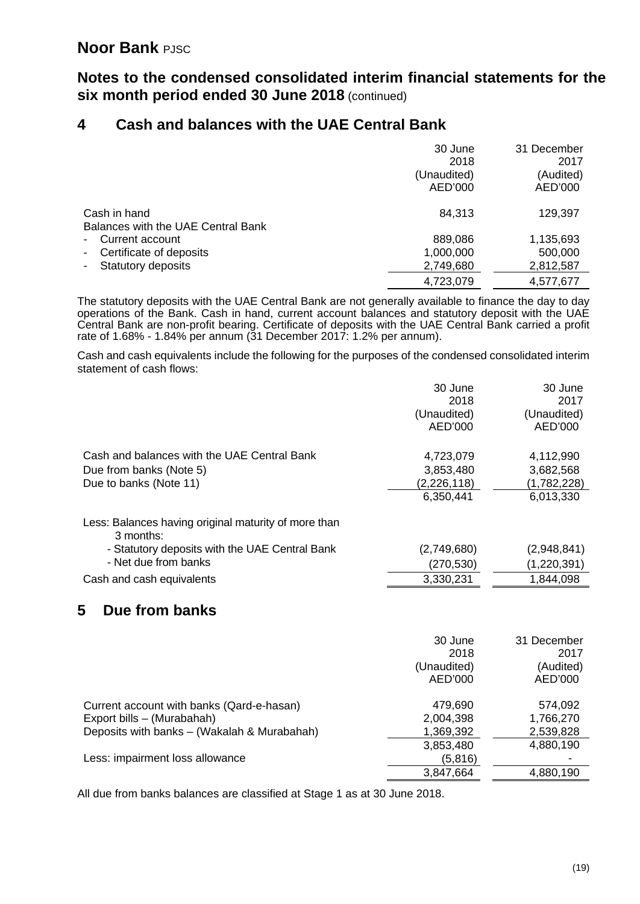# Noor Bank PJSC

## Notes to the condensed consolidated interim financial statements for the six month period ended 30 June 2018 (continued)

## 4 Cash and balances with the UAE Central Bank

| | 30 June 2018 (Unaudited) AED'000 | 31 December 2017 (Audited) AED'000 |
|---|---|---|
| Cash in hand | 84,313 | 129,397 |
| Balances with the UAE Central Bank | | |
| - Current account | 889,086 | 1,135,693 |
| - Certificate of deposits | 1,000,000 | 500,000 |
| - Statutory deposits | 2,749,680 | 2,812,587 |
| | 4,723,079 | 4,577,677 |

The statutory deposits with the UAE Central Bank are not generally available to finance the day to day operations of the Bank. Cash in hand, current account balances and statutory deposit with the UAE Central Bank are non-profit bearing. Certificate of deposits with the UAE Central Bank carried a profit rate of 1.68% - 1.84% per annum (31 December 2017: 1.2% per annum).

Cash and cash equivalents include the following for the purposes of the condensed consolidated interim statement of cash flows:

| | 30 June 2018 (Unaudited) AED'000 | 30 June 2017 (Unaudited) AED'000 |
|---|---|---|
| Cash and balances with the UAE Central Bank | 4,723,079 | 4,112,990 |
| Due from banks (Note 5) | 3,853,480 | 3,682,568 |
| Due to banks (Note 11) | (2,226,118) | (1,782,228) |
| | 6,350,441 | 6,013,330 |
| Less: Balances having original maturity of more than 3 months: | | |
| - Statutory deposits with the UAE Central Bank | (2,749,680) | (2,948,841) |
| - Net due from banks | (270,530) | (1,220,391) |
| Cash and cash equivalents | 3,330,231 | 1,844,098 |

## 5 Due from banks

| | 30 June 2018 (Unaudited) AED'000 | 31 December 2017 (Audited) AED'000 |
|---|---|---|
| Current account with banks (Qard-e-hasan) | 479,690 | 574,092 |
| Export bills – (Murabahah) | 2,004,398 | 1,766,270 |
| Deposits with banks – (Wakalah & Murabahah) | 1,369,392 | 2,539,828 |
| | 3,853,480 | 4,880,190 |
| Less: impairment loss allowance | (5,816) | - |
| | 3,847,664 | 4,880,190 |

All due from banks balances are classified at Stage 1 as at 30 June 2018.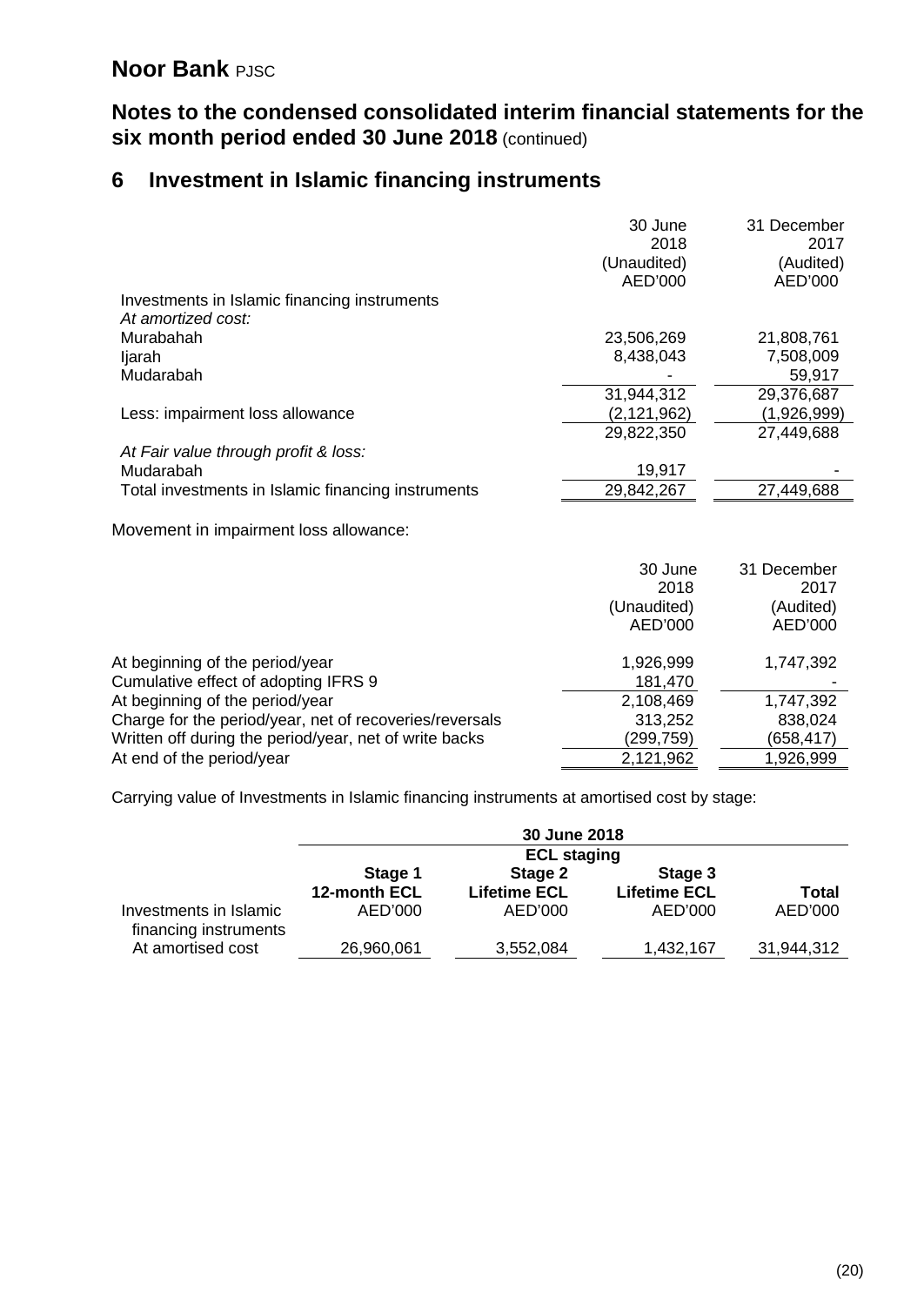# Noor Bank PJSC

## Notes to the condensed consolidated interim financial statements for the six month period ended 30 June 2018 (continued)

## 6 Investment in Islamic financing instruments

| | 30 June 2018 (Unaudited) AED'000 | 31 December 2017 (Audited) AED'000 |
|---|---|---|
| Investments in Islamic financing instruments | | |
| *At amortized cost:* | | |
| Murabahah | 23,506,269 | 21,808,761 |
| Ijarah | 8,438,043 | 7,508,009 |
| Mudarabah | - | 59,917 |
| | 31,944,312 | 29,376,687 |
| Less: impairment loss allowance | (2,121,962) | (1,926,999) |
| | 29,822,350 | 27,449,688 |
| *At Fair value through profit & loss:* | | |
| Mudarabah | 19,917 | - |
| Total investments in Islamic financing instruments | 29,842,267 | 27,449,688 |

Movement in impairment loss allowance:

| | 30 June 2018 (Unaudited) AED'000 | 31 December 2017 (Audited) AED'000 |
|---|---|---|
| At beginning of the period/year | 1,926,999 | 1,747,392 |
| Cumulative effect of adopting IFRS 9 | 181,470 | - |
| At beginning of the period/year | 2,108,469 | 1,747,392 |
| Charge for the period/year, net of recoveries/reversals | 313,252 | 838,024 |
| Written off during the period/year, net of write backs | (299,759) | (658,417) |
| At end of the period/year | 2,121,962 | 1,926,999 |

Carrying value of Investments in Islamic financing instruments at amortised cost by stage:

| | 30 June 2018 | | | |
|---|---|---|---|---|
| | ECL staging | | | |
| | Stage 1 12-month ECL AED'000 | Stage 2 Lifetime ECL AED'000 | Stage 3 Lifetime ECL AED'000 | Total AED'000 |
| Investments in Islamic financing instruments At amortised cost | 26,960,061 | 3,552,084 | 1,432,167 | 31,944,312 |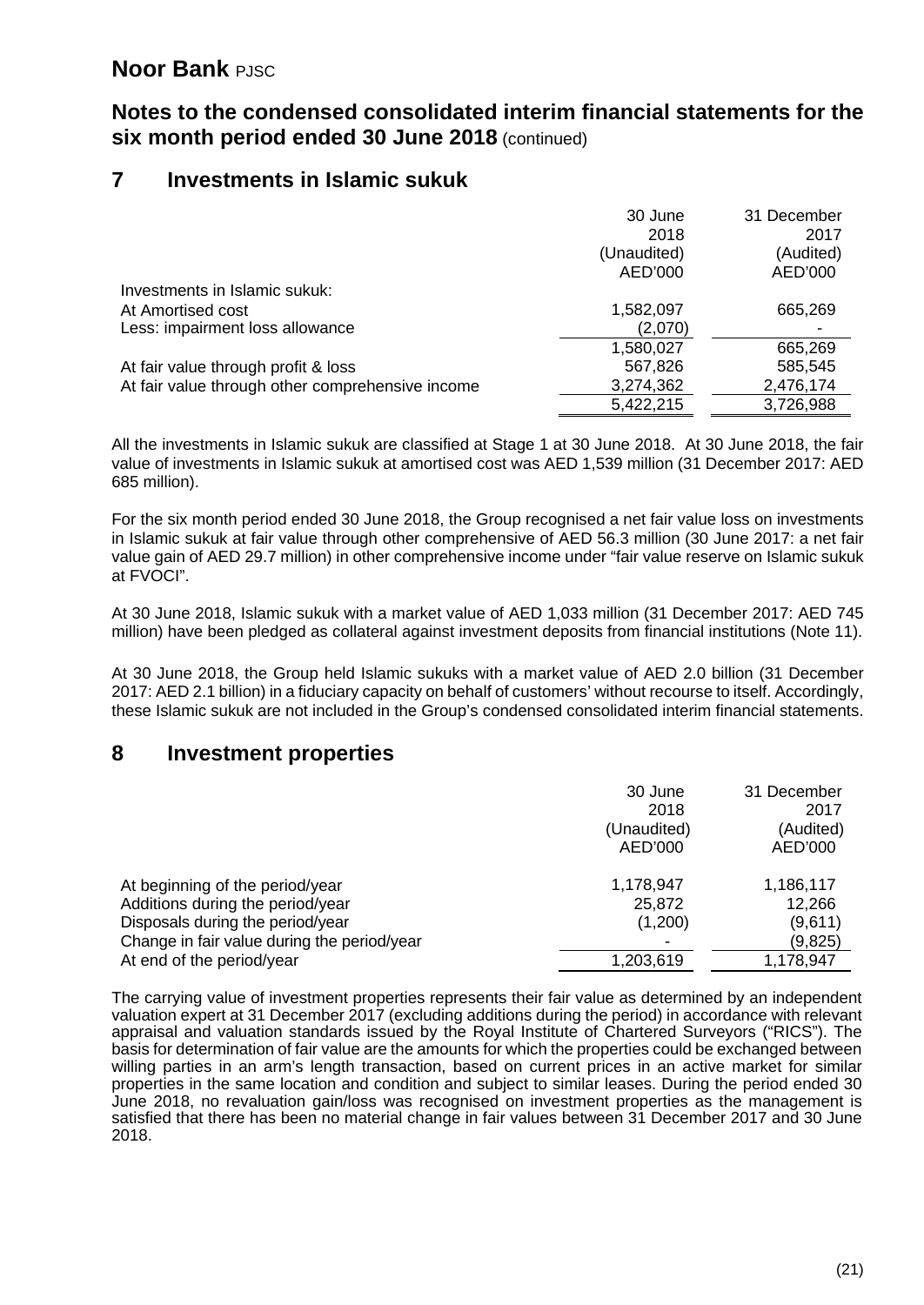# Noor Bank PJSC

## Notes to the condensed consolidated interim financial statements for the six month period ended 30 June 2018 (continued)

## 7 Investments in Islamic sukuk

| | 30 June 2018 (Unaudited) AED'000 | 31 December 2017 (Audited) AED'000 |
|---|---|---|
| Investments in Islamic sukuk: | | |
| At Amortised cost | 1,582,097 | 665,269 |
| Less: impairment loss allowance | (2,070) | - |
| | 1,580,027 | 665,269 |
| At fair value through profit & loss | 567,826 | 585,545 |
| At fair value through other comprehensive income | 3,274,362 | 2,476,174 |
| | 5,422,215 | 3,726,988 |

All the investments in Islamic sukuk are classified at Stage 1 at 30 June 2018. At 30 June 2018, the fair value of investments in Islamic sukuk at amortised cost was AED 1,539 million (31 December 2017: AED 685 million).

For the six month period ended 30 June 2018, the Group recognised a net fair value loss on investments in Islamic sukuk at fair value through other comprehensive of AED 56.3 million (30 June 2017: a net fair value gain of AED 29.7 million) in other comprehensive income under "fair value reserve on Islamic sukuk at FVOCI".

At 30 June 2018, Islamic sukuk with a market value of AED 1,033 million (31 December 2017: AED 745 million) have been pledged as collateral against investment deposits from financial institutions (Note 11).

At 30 June 2018, the Group held Islamic sukuks with a market value of AED 2.0 billion (31 December 2017: AED 2.1 billion) in a fiduciary capacity on behalf of customers' without recourse to itself. Accordingly, these Islamic sukuk are not included in the Group's condensed consolidated interim financial statements.

## 8 Investment properties

| | 30 June 2018 (Unaudited) AED'000 | 31 December 2017 (Audited) AED'000 |
|---|---|---|
| At beginning of the period/year | 1,178,947 | 1,186,117 |
| Additions during the period/year | 25,872 | 12,266 |
| Disposals during the period/year | (1,200) | (9,611) |
| Change in fair value during the period/year | - | (9,825) |
| At end of the period/year | 1,203,619 | 1,178,947 |

The carrying value of investment properties represents their fair value as determined by an independent valuation expert at 31 December 2017 (excluding additions during the period) in accordance with relevant appraisal and valuation standards issued by the Royal Institute of Chartered Surveyors ("RICS"). The basis for determination of fair value are the amounts for which the properties could be exchanged between willing parties in an arm's length transaction, based on current prices in an active market for similar properties in the same location and condition and subject to similar leases. During the period ended 30 June 2018, no revaluation gain/loss was recognised on investment properties as the management is satisfied that there has been no material change in fair values between 31 December 2017 and 30 June 2018.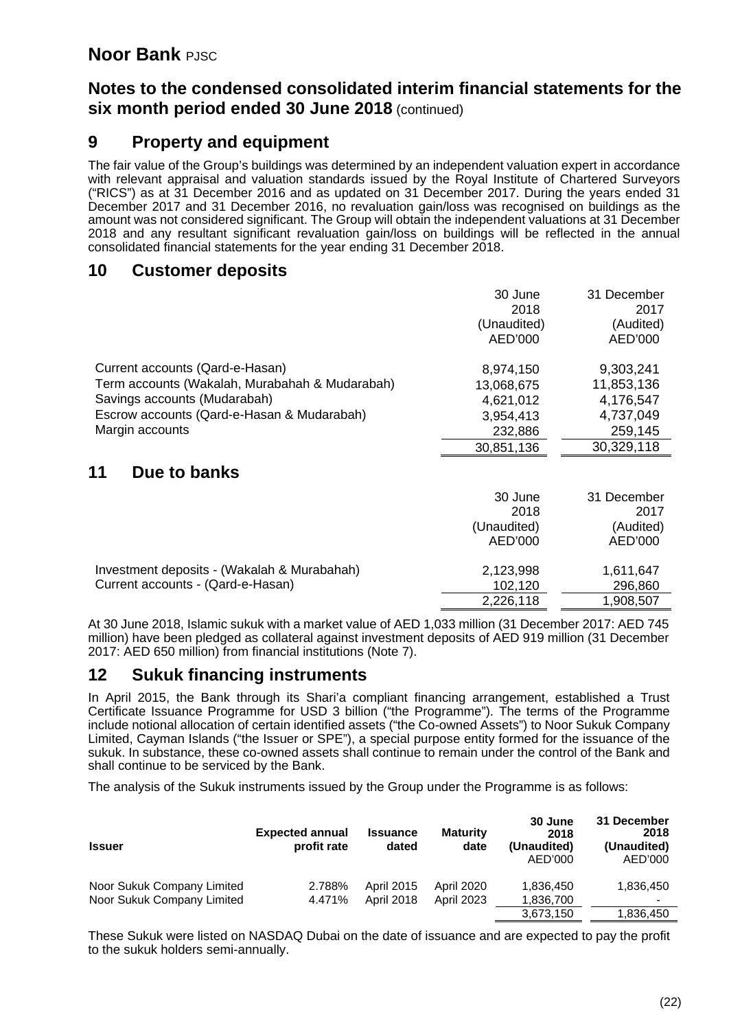# Noor Bank PJSC

## Notes to the condensed consolidated interim financial statements for the six month period ended 30 June 2018 (continued)

## 9 Property and equipment

The fair value of the Group's buildings was determined by an independent valuation expert in accordance with relevant appraisal and valuation standards issued by the Royal Institute of Chartered Surveyors ("RICS") as at 31 December 2016 and as updated on 31 December 2017. During the years ended 31 December 2017 and 31 December 2016, no revaluation gain/loss was recognised on buildings as the amount was not considered significant. The Group will obtain the independent valuations at 31 December 2018 and any resultant significant revaluation gain/loss on buildings will be reflected in the annual consolidated financial statements for the year ending 31 December 2018.

## 10 Customer deposits

| | 30 June 2018 (Unaudited) AED'000 | 31 December 2017 (Audited) AED'000 |
|---|---|---|
| Current accounts (Qard-e-Hasan) | 8,974,150 | 9,303,241 |
| Term accounts (Wakalah, Murabahah & Mudarabah) | 13,068,675 | 11,853,136 |
| Savings accounts (Mudarabah) | 4,621,012 | 4,176,547 |
| Escrow accounts (Qard-e-Hasan & Mudarabah) | 3,954,413 | 4,737,049 |
| Margin accounts | 232,886 | 259,145 |
| | 30,851,136 | 30,329,118 |

## 11 Due to banks

| | 30 June 2018 (Unaudited) AED'000 | 31 December 2017 (Audited) AED'000 |
|---|---|---|
| Investment deposits - (Wakalah & Murabahah) | 2,123,998 | 1,611,647 |
| Current accounts - (Qard-e-Hasan) | 102,120 | 296,860 |
| | 2,226,118 | 1,908,507 |

At 30 June 2018, Islamic sukuk with a market value of AED 1,033 million (31 December 2017: AED 745 million) have been pledged as collateral against investment deposits of AED 919 million (31 December 2017: AED 650 million) from financial institutions (Note 7).

## 12 Sukuk financing instruments

In April 2015, the Bank through its Shari'a compliant financing arrangement, established a Trust Certificate Issuance Programme for USD 3 billion ("the Programme"). The terms of the Programme include notional allocation of certain identified assets ("the Co-owned Assets") to Noor Sukuk Company Limited, Cayman Islands ("the Issuer or SPE"), a special purpose entity formed for the issuance of the sukuk. In substance, these co-owned assets shall continue to remain under the control of the Bank and shall continue to be serviced by the Bank.

The analysis of the Sukuk instruments issued by the Group under the Programme is as follows:

| Issuer | Expected annual profit rate | Issuance dated | Maturity date | 30 June 2018 (Unaudited) AED'000 | 31 December 2018 (Unaudited) AED'000 |
|---|---|---|---|---|---|
| Noor Sukuk Company Limited | 2.788% | April 2015 | April 2020 | 1,836,450 | 1,836,450 |
| Noor Sukuk Company Limited | 4.471% | April 2018 | April 2023 | 1,836,700 | - |
| | | | | 3,673,150 | 1,836,450 |

These Sukuk were listed on NASDAQ Dubai on the date of issuance and are expected to pay the profit to the sukuk holders semi-annually.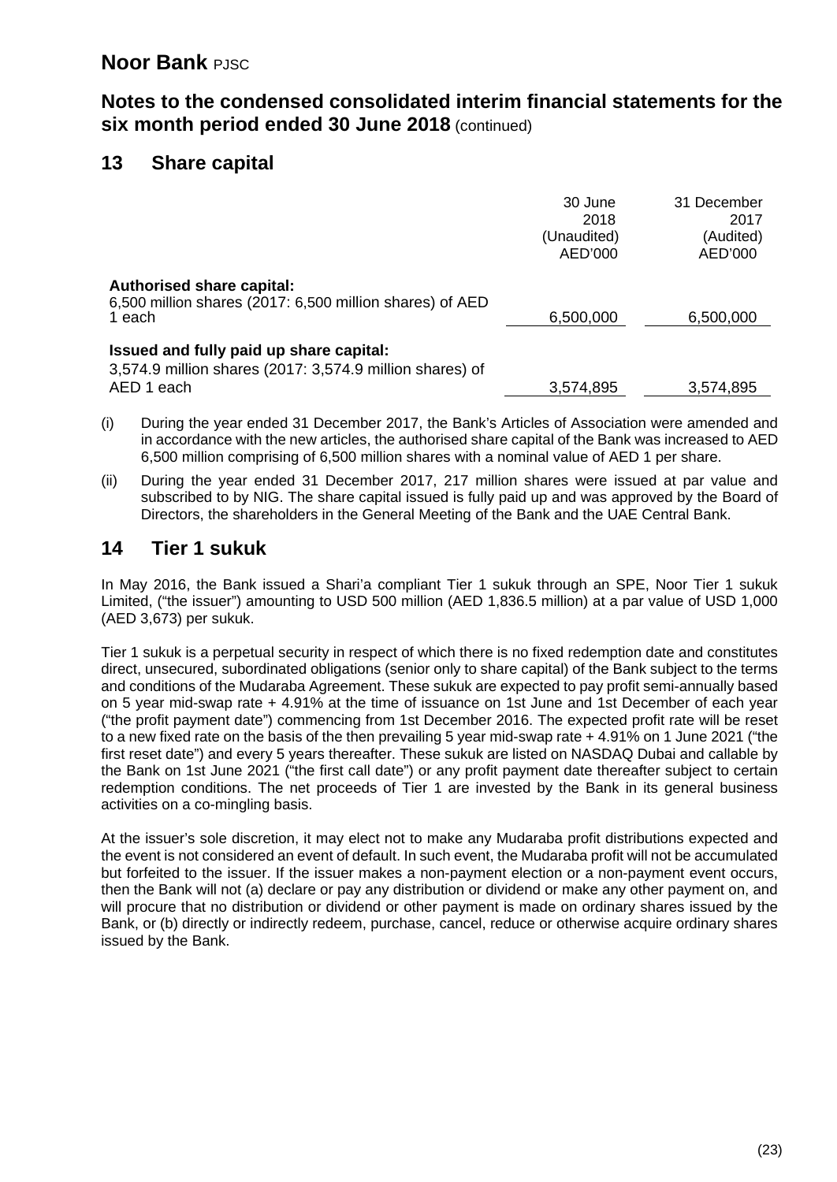**Noor Bank** PJSC

## Notes to the condensed consolidated interim financial statements for the six month period ended 30 June 2018 (continued)

## 13 Share capital

| | 30 June 2018 (Unaudited) AED'000 | 31 December 2017 (Audited) AED'000 |
|---|---|---|
| **Authorised share capital:** | | |
| 6,500 million shares (2017: 6,500 million shares) of AED 1 each | 6,500,000 | 6,500,000 |
| **Issued and fully paid up share capital:** | | |
| 3,574.9 million shares (2017: 3,574.9 million shares) of AED 1 each | 3,574,895 | 3,574,895 |

(i) During the year ended 31 December 2017, the Bank's Articles of Association were amended and in accordance with the new articles, the authorised share capital of the Bank was increased to AED 6,500 million comprising of 6,500 million shares with a nominal value of AED 1 per share.

(ii) During the year ended 31 December 2017, 217 million shares were issued at par value and subscribed to by NIG. The share capital issued is fully paid up and was approved by the Board of Directors, the shareholders in the General Meeting of the Bank and the UAE Central Bank.

## 14 Tier 1 sukuk

In May 2016, the Bank issued a Shari'a compliant Tier 1 sukuk through an SPE, Noor Tier 1 sukuk Limited, ("the issuer") amounting to USD 500 million (AED 1,836.5 million) at a par value of USD 1,000 (AED 3,673) per sukuk.

Tier 1 sukuk is a perpetual security in respect of which there is no fixed redemption date and constitutes direct, unsecured, subordinated obligations (senior only to share capital) of the Bank subject to the terms and conditions of the Mudaraba Agreement. These sukuk are expected to pay profit semi-annually based on 5 year mid-swap rate + 4.91% at the time of issuance on 1st June and 1st December of each year ("the profit payment date") commencing from 1st December 2016. The expected profit rate will be reset to a new fixed rate on the basis of the then prevailing 5 year mid-swap rate + 4.91% on 1 June 2021 ("the first reset date") and every 5 years thereafter. These sukuk are listed on NASDAQ Dubai and callable by the Bank on 1st June 2021 ("the first call date") or any profit payment date thereafter subject to certain redemption conditions. The net proceeds of Tier 1 are invested by the Bank in its general business activities on a co-mingling basis.

At the issuer's sole discretion, it may elect not to make any Mudaraba profit distributions expected and the event is not considered an event of default. In such event, the Mudaraba profit will not be accumulated but forfeited to the issuer. If the issuer makes a non-payment election or a non-payment event occurs, then the Bank will not (a) declare or pay any distribution or dividend or make any other payment on, and will procure that no distribution or dividend or other payment is made on ordinary shares issued by the Bank, or (b) directly or indirectly redeem, purchase, cancel, reduce or otherwise acquire ordinary shares issued by the Bank.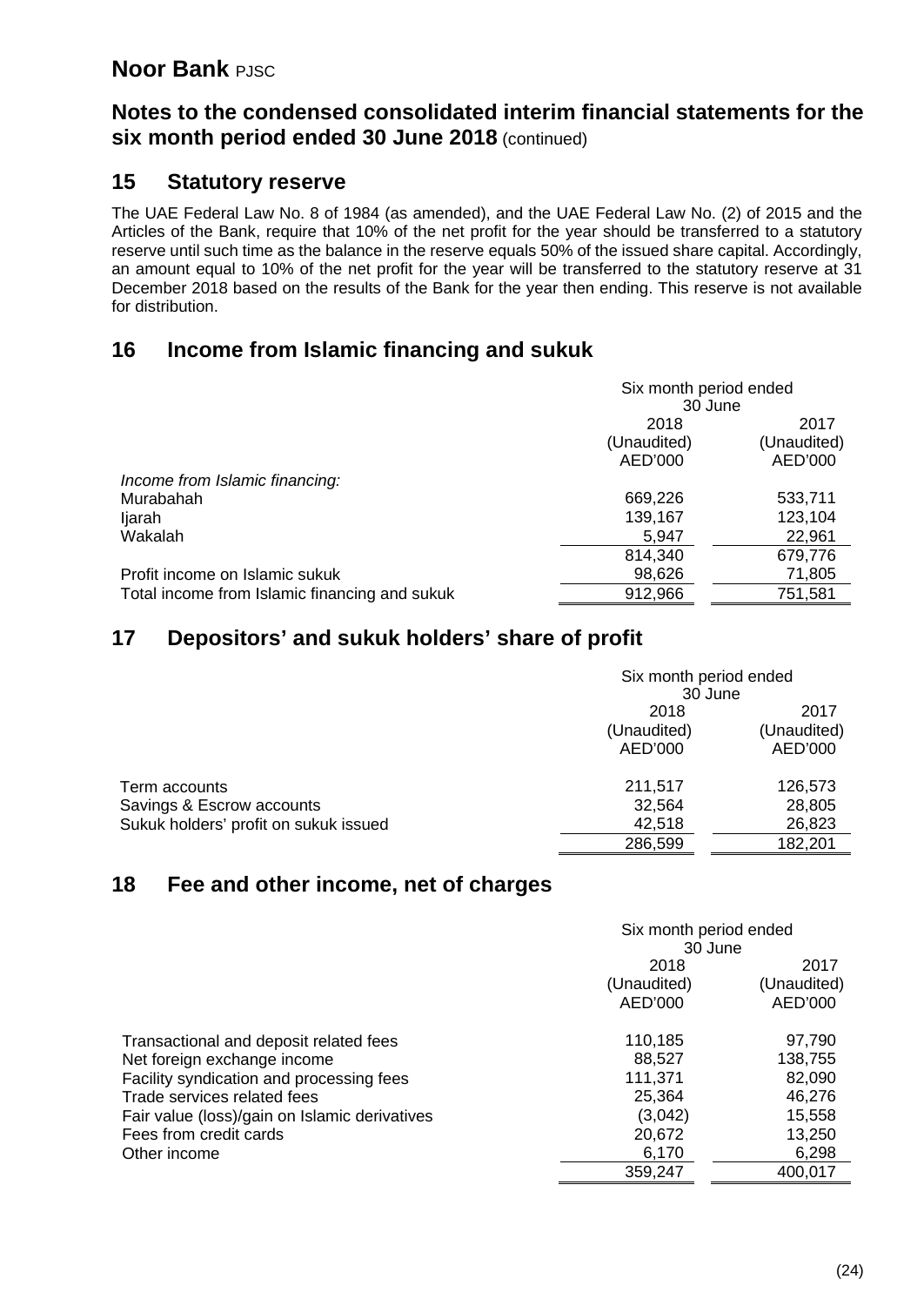# Noor Bank PJSC

## Notes to the condensed consolidated interim financial statements for the six month period ended 30 June 2018 (continued)

## 15 Statutory reserve

The UAE Federal Law No. 8 of 1984 (as amended), and the UAE Federal Law No. (2) of 2015 and the Articles of the Bank, require that 10% of the net profit for the year should be transferred to a statutory reserve until such time as the balance in the reserve equals 50% of the issued share capital. Accordingly, an amount equal to 10% of the net profit for the year will be transferred to the statutory reserve at 31 December 2018 based on the results of the Bank for the year then ending. This reserve is not available for distribution.

## 16 Income from Islamic financing and sukuk

| | Six month period ended 30 June | |
|---|---|---|
| | 2018 (Unaudited) AED'000 | 2017 (Unaudited) AED'000 |
| *Income from Islamic financing:* | | |
| Murabahah | 669,226 | 533,711 |
| Ijarah | 139,167 | 123,104 |
| Wakalah | 5,947 | 22,961 |
| | 814,340 | 679,776 |
| Profit income on Islamic sukuk | 98,626 | 71,805 |
| Total income from Islamic financing and sukuk | 912,966 | 751,581 |

## 17 Depositors' and sukuk holders' share of profit

| | Six month period ended 30 June | |
|---|---|---|
| | 2018 (Unaudited) AED'000 | 2017 (Unaudited) AED'000 |
| Term accounts | 211,517 | 126,573 |
| Savings & Escrow accounts | 32,564 | 28,805 |
| Sukuk holders' profit on sukuk issued | 42,518 | 26,823 |
| | 286,599 | 182,201 |

## 18 Fee and other income, net of charges

| | Six month period ended 30 June | |
|---|---|---|
| | 2018 (Unaudited) AED'000 | 2017 (Unaudited) AED'000 |
| Transactional and deposit related fees | 110,185 | 97,790 |
| Net foreign exchange income | 88,527 | 138,755 |
| Facility syndication and processing fees | 111,371 | 82,090 |
| Trade services related fees | 25,364 | 46,276 |
| Fair value (loss)/gain on Islamic derivatives | (3,042) | 15,558 |
| Fees from credit cards | 20,672 | 13,250 |
| Other income | 6,170 | 6,298 |
| | 359,247 | 400,017 |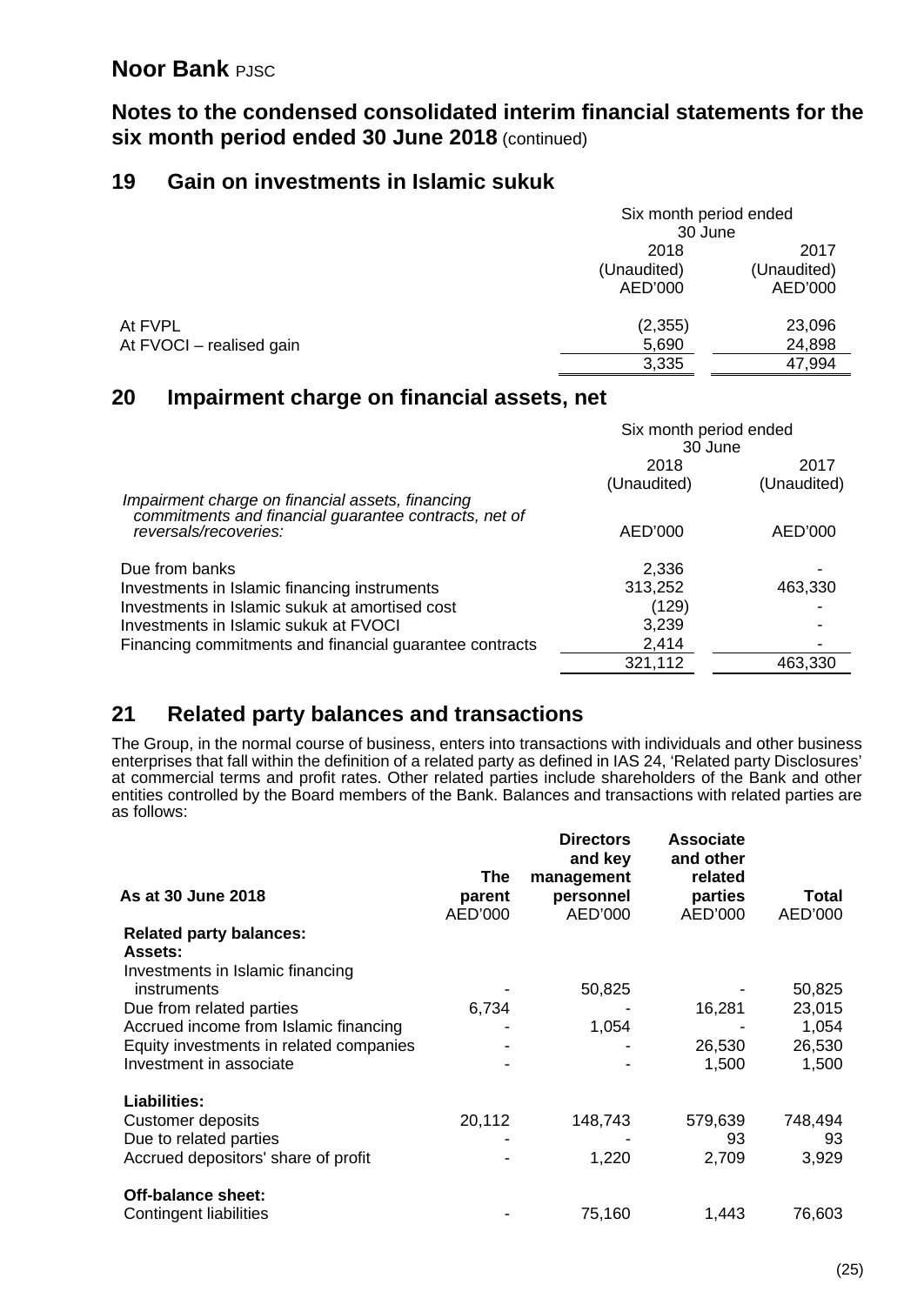# Noor Bank PJSC

## Notes to the condensed consolidated interim financial statements for the six month period ended 30 June 2018 (continued)

## 19 Gain on investments in Islamic sukuk

| | Six month period ended 30 June | |
|---|---|---|
| | 2018 (Unaudited) AED'000 | 2017 (Unaudited) AED'000 |
| At FVPL | (2,355) | 23,096 |
| At FVOCI – realised gain | 5,690 | 24,898 |
| | 3,335 | 47,994 |

## 20 Impairment charge on financial assets, net

| | Six month period ended 30 June | |
|---|---|---|
| | 2018 (Unaudited) | 2017 (Unaudited) |
| *Impairment charge on financial assets, financing commitments and financial guarantee contracts, net of reversals/recoveries:* | AED'000 | AED'000 |
| Due from banks | 2,336 | - |
| Investments in Islamic financing instruments | 313,252 | 463,330 |
| Investments in Islamic sukuk at amortised cost | (129) | - |
| Investments in Islamic sukuk at FVOCI | 3,239 | - |
| Financing commitments and financial guarantee contracts | 2,414 | - |
| | 321,112 | 463,330 |

## 21 Related party balances and transactions

The Group, in the normal course of business, enters into transactions with individuals and other business enterprises that fall within the definition of a related party as defined in IAS 24, 'Related party Disclosures' at commercial terms and profit rates. Other related parties include shareholders of the Bank and other entities controlled by the Board members of the Bank. Balances and transactions with related parties are as follows:

| **As at 30 June 2018** | **The parent** AED'000 | **Directors and key management personnel** AED'000 | **Associate and other related parties** AED'000 | **Total** AED'000 |
|---|---|---|---|---|
| **Related party balances:** | | | | |
| **Assets:** | | | | |
| Investments in Islamic financing instruments | - | 50,825 | - | 50,825 |
| Due from related parties | 6,734 | - | 16,281 | 23,015 |
| Accrued income from Islamic financing | - | 1,054 | - | 1,054 |
| Equity investments in related companies | - | - | 26,530 | 26,530 |
| Investment in associate | - | - | 1,500 | 1,500 |
| **Liabilities:** | | | | |
| Customer deposits | 20,112 | 148,743 | 579,639 | 748,494 |
| Due to related parties | - | - | 93 | 93 |
| Accrued depositors' share of profit | - | 1,220 | 2,709 | 3,929 |
| **Off-balance sheet:** | | | | |
| Contingent liabilities | - | 75,160 | 1,443 | 76,603 |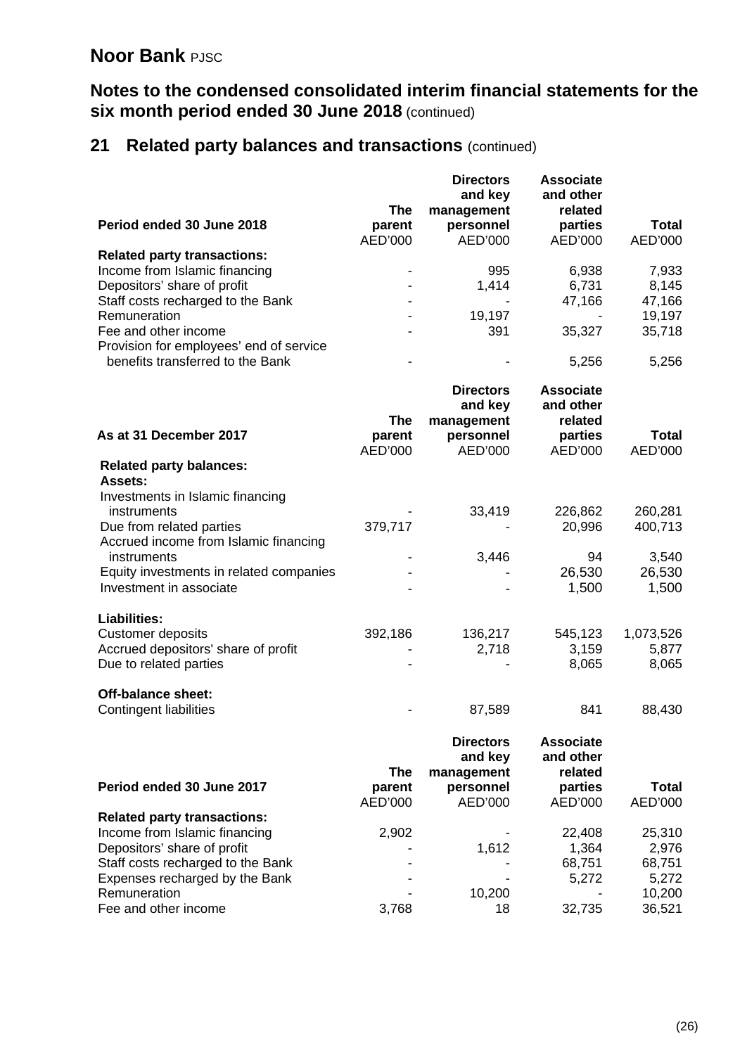# Noor Bank PJSC

## Notes to the condensed consolidated interim financial statements for the six month period ended 30 June 2018 (continued)

## 21 Related party balances and transactions (continued)

| Period ended 30 June 2018 | The parent | Directors and key management personnel | Associate and other related parties | Total |
|---|---|---|---|---|
| | AED'000 | AED'000 | AED'000 | AED'000 |
| **Related party transactions:** | | | | |
| Income from Islamic financing | - | 995 | 6,938 | 7,933 |
| Depositors' share of profit | - | 1,414 | 6,731 | 8,145 |
| Staff costs recharged to the Bank | - | - | 47,166 | 47,166 |
| Remuneration | - | 19,197 | - | 19,197 |
| Fee and other income | - | 391 | 35,327 | 35,718 |
| Provision for employees' end of service benefits transferred to the Bank | - | - | 5,256 | 5,256 |

| As at 31 December 2017 | The parent | Directors and key management personnel | Associate and other related parties | Total |
|---|---|---|---|---|
| | AED'000 | AED'000 | AED'000 | AED'000 |
| **Related party balances:** | | | | |
| **Assets:** | | | | |
| Investments in Islamic financing instruments | - | 33,419 | 226,862 | 260,281 |
| Due from related parties | 379,717 | - | 20,996 | 400,713 |
| Accrued income from Islamic financing instruments | - | 3,446 | 94 | 3,540 |
| Equity investments in related companies | - | - | 26,530 | 26,530 |
| Investment in associate | - | - | 1,500 | 1,500 |
| **Liabilities:** | | | | |
| Customer deposits | 392,186 | 136,217 | 545,123 | 1,073,526 |
| Accrued depositors' share of profit | - | 2,718 | 3,159 | 5,877 |
| Due to related parties | - | - | 8,065 | 8,065 |
| **Off-balance sheet:** | | | | |
| Contingent liabilities | - | 87,589 | 841 | 88,430 |

| Period ended 30 June 2017 | The parent | Directors and key management personnel | Associate and other related parties | Total |
|---|---|---|---|---|
| | AED'000 | AED'000 | AED'000 | AED'000 |
| **Related party transactions:** | | | | |
| Income from Islamic financing | 2,902 | - | 22,408 | 25,310 |
| Depositors' share of profit | - | 1,612 | 1,364 | 2,976 |
| Staff costs recharged to the Bank | - | - | 68,751 | 68,751 |
| Expenses recharged by the Bank | - | - | 5,272 | 5,272 |
| Remuneration | - | 10,200 | - | 10,200 |
| Fee and other income | 3,768 | 18 | 32,735 | 36,521 |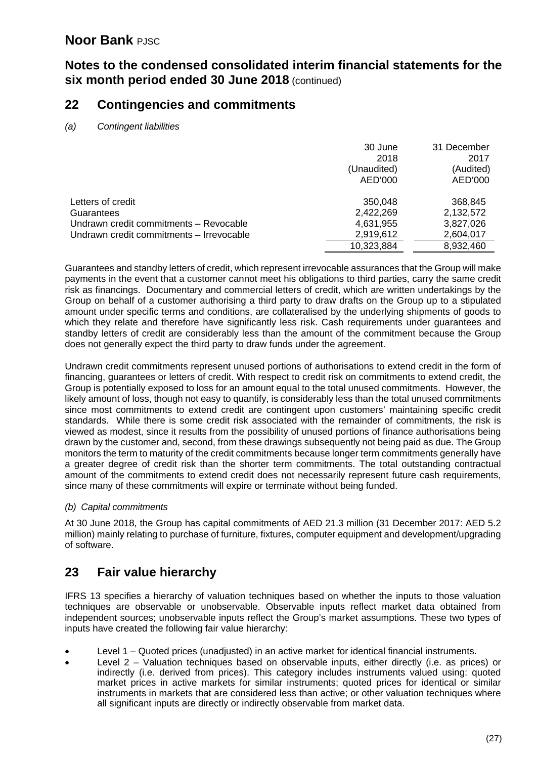## 22 Contingencies and commitments

*(a) Contingent liabilities*

| | 30 June 2018 (Unaudited) AED'000 | 31 December 2017 (Audited) AED'000 |
|---|---|---|
| Letters of credit | 350,048 | 368,845 |
| Guarantees | 2,422,269 | 2,132,572 |
| Undrawn credit commitments – Revocable | 4,631,955 | 3,827,026 |
| Undrawn credit commitments – Irrevocable | 2,919,612 | 2,604,017 |
| | 10,323,884 | 8,932,460 |

Guarantees and standby letters of credit, which represent irrevocable assurances that the Group will make payments in the event that a customer cannot meet his obligations to third parties, carry the same credit risk as financings. Documentary and commercial letters of credit, which are written undertakings by the Group on behalf of a customer authorising a third party to draw drafts on the Group up to a stipulated amount under specific terms and conditions, are collateralised by the underlying shipments of goods to which they relate and therefore have significantly less risk. Cash requirements under guarantees and standby letters of credit are considerably less than the amount of the commitment because the Group does not generally expect the third party to draw funds under the agreement.

Undrawn credit commitments represent unused portions of authorisations to extend credit in the form of financing, guarantees or letters of credit. With respect to credit risk on commitments to extend credit, the Group is potentially exposed to loss for an amount equal to the total unused commitments. However, the likely amount of loss, though not easy to quantify, is considerably less than the total unused commitments since most commitments to extend credit are contingent upon customers' maintaining specific credit standards. While there is some credit risk associated with the remainder of commitments, the risk is viewed as modest, since it results from the possibility of unused portions of finance authorisations being drawn by the customer and, second, from these drawings subsequently not being paid as due. The Group monitors the term to maturity of the credit commitments because longer term commitments generally have a greater degree of credit risk than the shorter term commitments. The total outstanding contractual amount of the commitments to extend credit does not necessarily represent future cash requirements, since many of these commitments will expire or terminate without being funded.

*(b) Capital commitments*

At 30 June 2018, the Group has capital commitments of AED 21.3 million (31 December 2017: AED 5.2 million) mainly relating to purchase of furniture, fixtures, computer equipment and development/upgrading of software.

## 23 Fair value hierarchy

IFRS 13 specifies a hierarchy of valuation techniques based on whether the inputs to those valuation techniques are observable or unobservable. Observable inputs reflect market data obtained from independent sources; unobservable inputs reflect the Group's market assumptions. These two types of inputs have created the following fair value hierarchy:

- Level 1 – Quoted prices (unadjusted) in an active market for identical financial instruments.
- Level 2 – Valuation techniques based on observable inputs, either directly (i.e. as prices) or indirectly (i.e. derived from prices). This category includes instruments valued using: quoted market prices in active markets for similar instruments; quoted prices for identical or similar instruments in markets that are considered less than active; or other valuation techniques where all significant inputs are directly or indirectly observable from market data.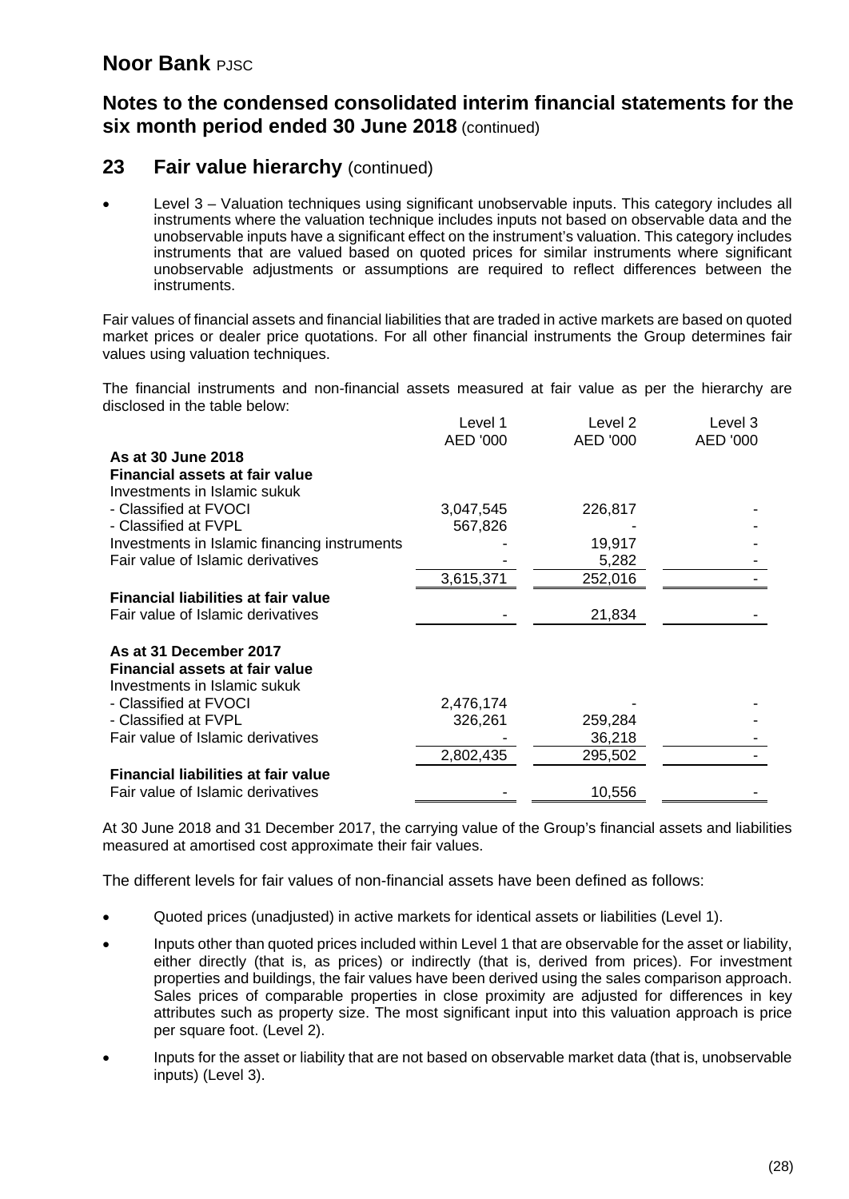# Noor Bank PJSC

## Notes to the condensed consolidated interim financial statements for the six month period ended 30 June 2018 (continued)

## 23 Fair value hierarchy (continued)

- Level 3 – Valuation techniques using significant unobservable inputs. This category includes all instruments where the valuation technique includes inputs not based on observable data and the unobservable inputs have a significant effect on the instrument's valuation. This category includes instruments that are valued based on quoted prices for similar instruments where significant unobservable adjustments or assumptions are required to reflect differences between the instruments.

Fair values of financial assets and financial liabilities that are traded in active markets are based on quoted market prices or dealer price quotations. For all other financial instruments the Group determines fair values using valuation techniques.

The financial instruments and non-financial assets measured at fair value as per the hierarchy are disclosed in the table below:

| | Level 1 | Level 2 | Level 3 |
|---|---|---|---|
| | AED '000 | AED '000 | AED '000 |
| **As at 30 June 2018** | | | |
| **Financial assets at fair value** | | | |
| Investments in Islamic sukuk | | | |
| - Classified at FVOCI | 3,047,545 | 226,817 | - |
| - Classified at FVPL | 567,826 | - | - |
| Investments in Islamic financing instruments | - | 19,917 | - |
| Fair value of Islamic derivatives | - | 5,282 | - |
| | 3,615,371 | 252,016 | - |
| **Financial liabilities at fair value** | | | |
| Fair value of Islamic derivatives | - | 21,834 | - |
| **As at 31 December 2017** | | | |
| **Financial assets at fair value** | | | |
| Investments in Islamic sukuk | | | |
| - Classified at FVOCI | 2,476,174 | - | - |
| - Classified at FVPL | 326,261 | 259,284 | - |
| Fair value of Islamic derivatives | - | 36,218 | - |
| | 2,802,435 | 295,502 | - |
| **Financial liabilities at fair value** | | | |
| Fair value of Islamic derivatives | - | 10,556 | - |

At 30 June 2018 and 31 December 2017, the carrying value of the Group's financial assets and liabilities measured at amortised cost approximate their fair values.

The different levels for fair values of non-financial assets have been defined as follows:

- Quoted prices (unadjusted) in active markets for identical assets or liabilities (Level 1).
- Inputs other than quoted prices included within Level 1 that are observable for the asset or liability, either directly (that is, as prices) or indirectly (that is, derived from prices). For investment properties and buildings, the fair values have been derived using the sales comparison approach. Sales prices of comparable properties in close proximity are adjusted for differences in key attributes such as property size. The most significant input into this valuation approach is price per square foot. (Level 2).
- Inputs for the asset or liability that are not based on observable market data (that is, unobservable inputs) (Level 3).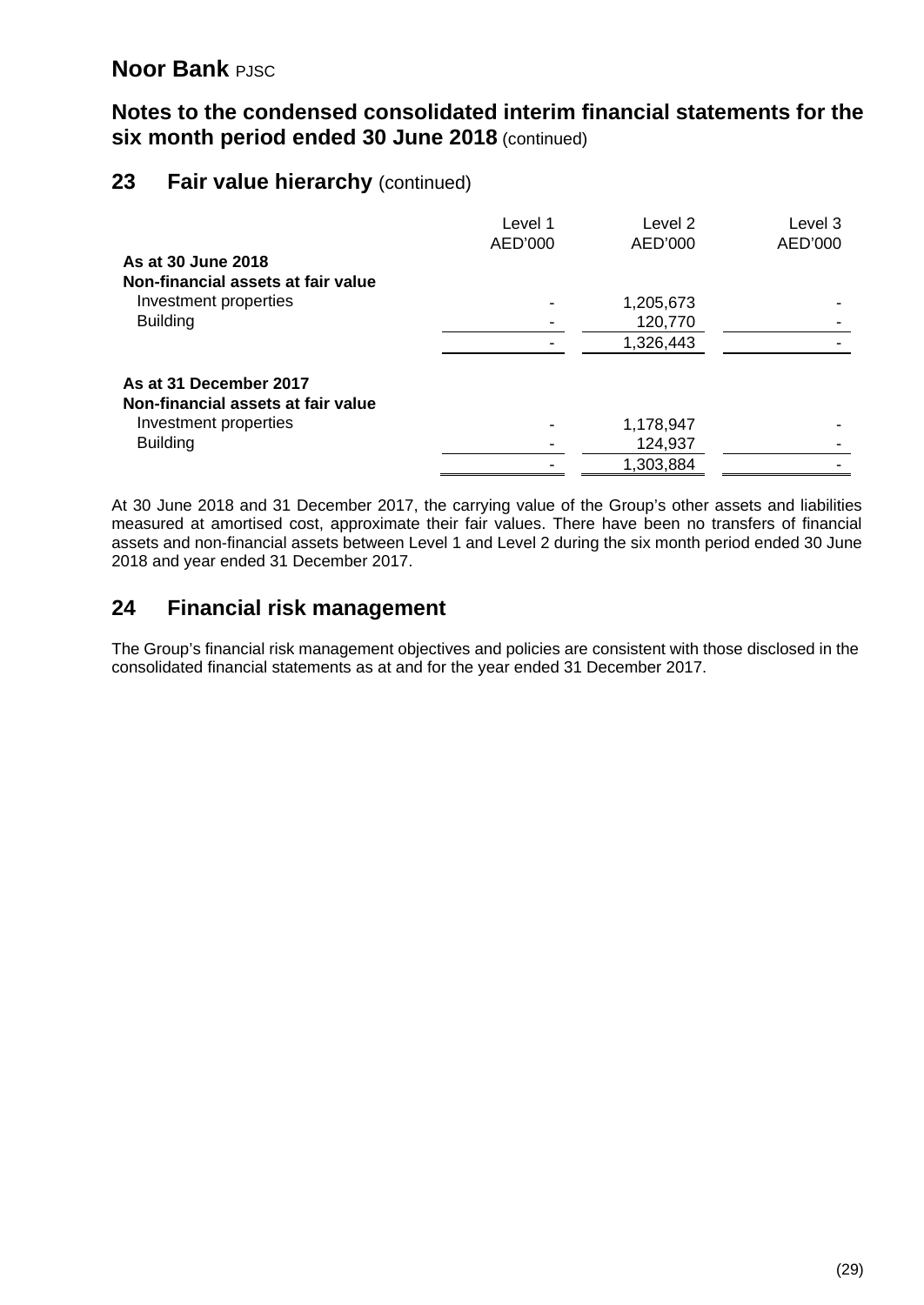# Noor Bank PJSC

## Notes to the condensed consolidated interim financial statements for the six month period ended 30 June 2018 (continued)

## 23 Fair value hierarchy (continued)

| | Level 1 AED'000 | Level 2 AED'000 | Level 3 AED'000 |
|---|---|---|---|
| **As at 30 June 2018** | | | |
| **Non-financial assets at fair value** | | | |
| Investment properties | - | 1,205,673 | - |
| Building | - | 120,770 | - |
| | - | 1,326,443 | - |
| **As at 31 December 2017** | | | |
| **Non-financial assets at fair value** | | | |
| Investment properties | - | 1,178,947 | - |
| Building | - | 124,937 | - |
| | - | 1,303,884 | - |

At 30 June 2018 and 31 December 2017, the carrying value of the Group's other assets and liabilities measured at amortised cost, approximate their fair values. There have been no transfers of financial assets and non-financial assets between Level 1 and Level 2 during the six month period ended 30 June 2018 and year ended 31 December 2017.

## 24 Financial risk management

The Group's financial risk management objectives and policies are consistent with those disclosed in the consolidated financial statements as at and for the year ended 31 December 2017.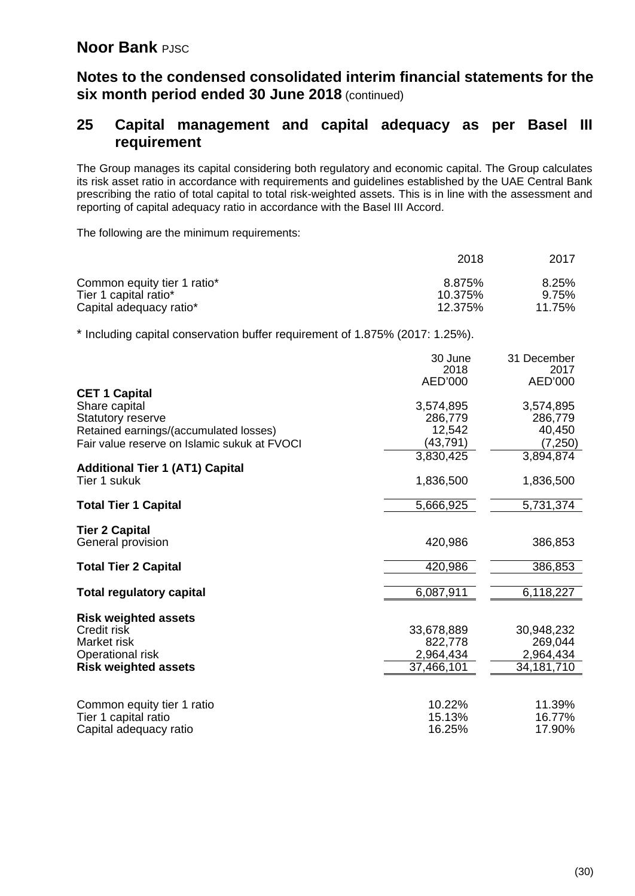# Noor Bank PJSC

## Notes to the condensed consolidated interim financial statements for the six month period ended 30 June 2018 (continued)

## 25 Capital management and capital adequacy as per Basel III requirement

The Group manages its capital considering both regulatory and economic capital. The Group calculates its risk asset ratio in accordance with requirements and guidelines established by the UAE Central Bank prescribing the ratio of total capital to total risk-weighted assets. This is in line with the assessment and reporting of capital adequacy ratio in accordance with the Basel III Accord.

The following are the minimum requirements:

| | 2018 | 2017 |
|---|---|---|
| Common equity tier 1 ratio* | 8.875% | 8.25% |
| Tier 1 capital ratio* | 10.375% | 9.75% |
| Capital adequacy ratio* | 12.375% | 11.75% |

* Including capital conservation buffer requirement of 1.875% (2017: 1.25%).

| | 30 June 2018 AED'000 | 31 December 2017 AED'000 |
|---|---|---|
| **CET 1 Capital** | | |
| Share capital | 3,574,895 | 3,574,895 |
| Statutory reserve | 286,779 | 286,779 |
| Retained earnings/(accumulated losses) | 12,542 | 40,450 |
| Fair value reserve on Islamic sukuk at FVOCI | (43,791) | (7,250) |
| | 3,830,425 | 3,894,874 |
| **Additional Tier 1 (AT1) Capital** | | |
| Tier 1 sukuk | 1,836,500 | 1,836,500 |
| **Total Tier 1 Capital** | 5,666,925 | 5,731,374 |
| **Tier 2 Capital** | | |
| General provision | 420,986 | 386,853 |
| **Total Tier 2 Capital** | 420,986 | 386,853 |
| **Total regulatory capital** | 6,087,911 | 6,118,227 |
| **Risk weighted assets** | | |
| Credit risk | 33,678,889 | 30,948,232 |
| Market risk | 822,778 | 269,044 |
| Operational risk | 2,964,434 | 2,964,434 |
| **Risk weighted assets** | 37,466,101 | 34,181,710 |
| Common equity tier 1 ratio | 10.22% | 11.39% |
| Tier 1 capital ratio | 15.13% | 16.77% |
| Capital adequacy ratio | 16.25% | 17.90% |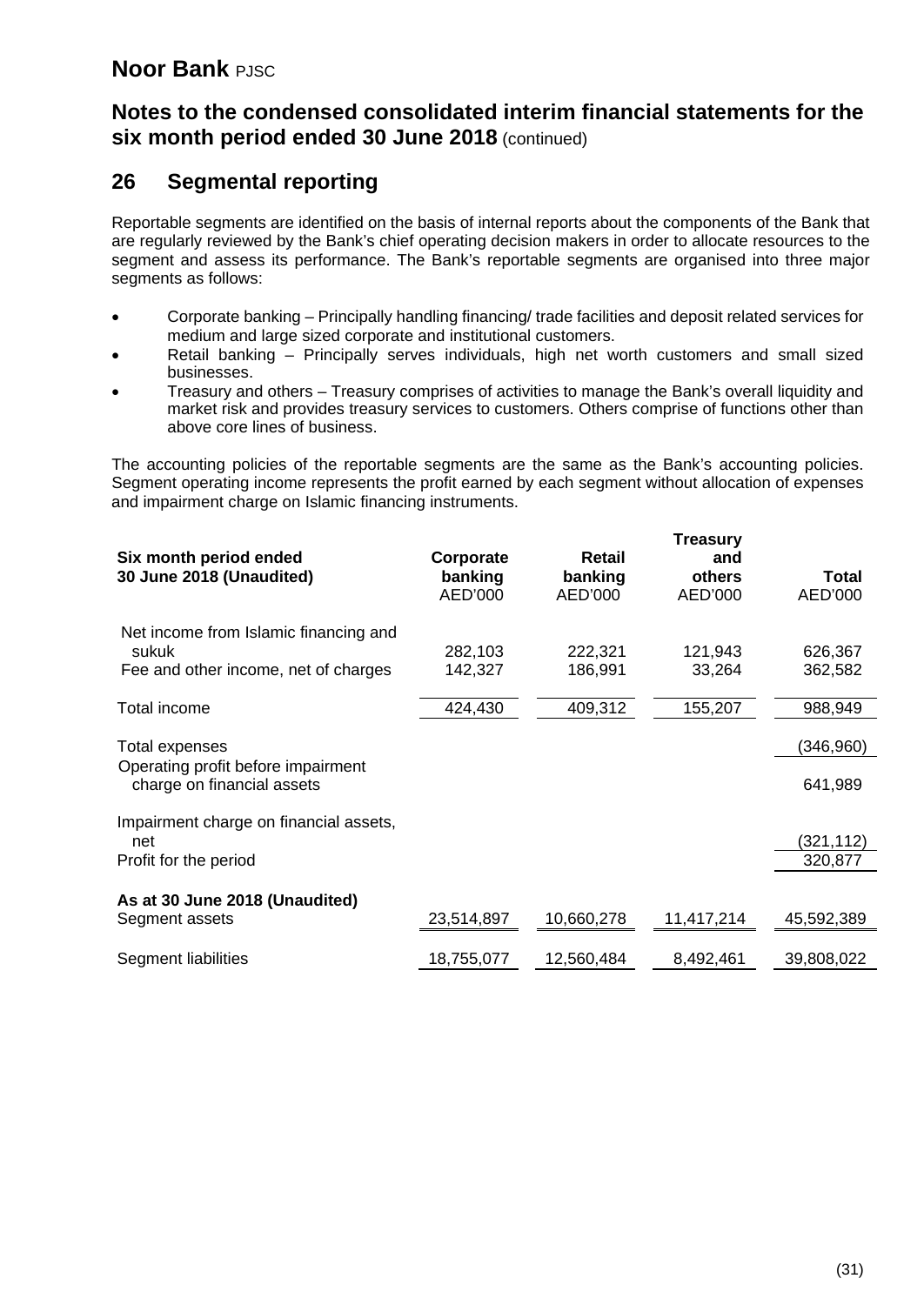# Noor Bank PJSC

## Notes to the condensed consolidated interim financial statements for the six month period ended 30 June 2018 (continued)

## 26 Segmental reporting

Reportable segments are identified on the basis of internal reports about the components of the Bank that are regularly reviewed by the Bank's chief operating decision makers in order to allocate resources to the segment and assess its performance. The Bank's reportable segments are organised into three major segments as follows:

- Corporate banking – Principally handling financing/ trade facilities and deposit related services for medium and large sized corporate and institutional customers.
- Retail banking – Principally serves individuals, high net worth customers and small sized businesses.
- Treasury and others – Treasury comprises of activities to manage the Bank's overall liquidity and market risk and provides treasury services to customers. Others comprise of functions other than above core lines of business.

The accounting policies of the reportable segments are the same as the Bank's accounting policies. Segment operating income represents the profit earned by each segment without allocation of expenses and impairment charge on Islamic financing instruments.

| Six month period ended 30 June 2018 (Unaudited) | Corporate banking AED'000 | Retail banking AED'000 | Treasury and others AED'000 | Total AED'000 |
|---|---|---|---|---|
| Net income from Islamic financing and sukuk | 282,103 | 222,321 | 121,943 | 626,367 |
| Fee and other income, net of charges | 142,327 | 186,991 | 33,264 | 362,582 |
| Total income | 424,430 | 409,312 | 155,207 | 988,949 |
| Total expenses | | | | (346,960) |
| Operating profit before impairment charge on financial assets | | | | 641,989 |
| Impairment charge on financial assets, net | | | | (321,112) |
| Profit for the period | | | | 320,877 |
| **As at 30 June 2018 (Unaudited)** | | | | |
| Segment assets | 23,514,897 | 10,660,278 | 11,417,214 | 45,592,389 |
| Segment liabilities | 18,755,077 | 12,560,484 | 8,492,461 | 39,808,022 |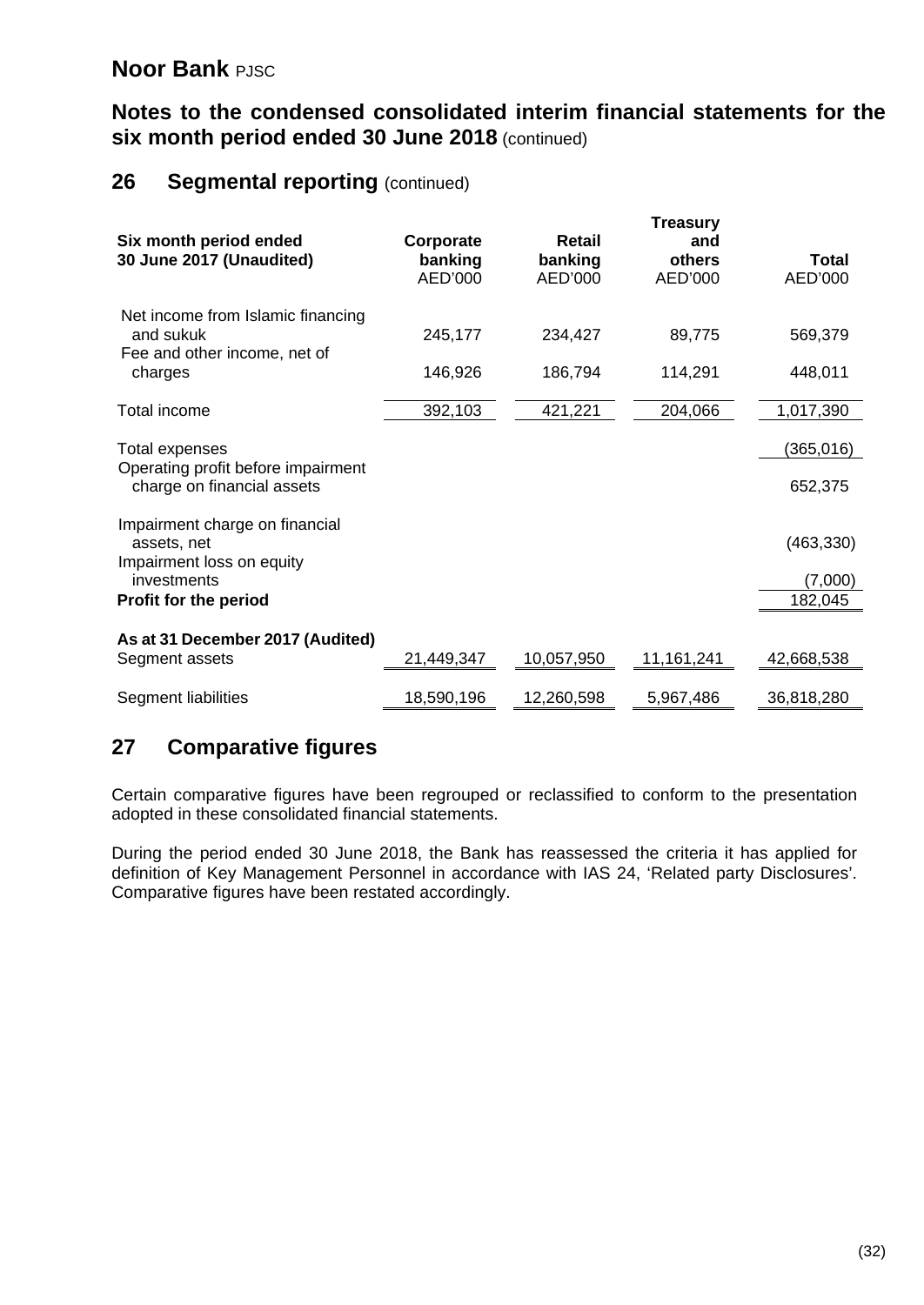# Noor Bank PJSC

## Notes to the condensed consolidated interim financial statements for the six month period ended 30 June 2018 (continued)

## 26 Segmental reporting (continued)

| Six month period ended 30 June 2017 (Unaudited) | Corporate banking AED'000 | Retail banking AED'000 | Treasury and others AED'000 | Total AED'000 |
|---|---|---|---|---|
| Net income from Islamic financing and sukuk | 245,177 | 234,427 | 89,775 | 569,379 |
| Fee and other income, net of charges | 146,926 | 186,794 | 114,291 | 448,011 |
| Total income | 392,103 | 421,221 | 204,066 | 1,017,390 |
| Total expenses | | | | (365,016) |
| Operating profit before impairment charge on financial assets | | | | 652,375 |
| Impairment charge on financial assets, net | | | | (463,330) |
| Impairment loss on equity investments | | | | (7,000) |
| **Profit for the period** | | | | 182,045 |
| **As at 31 December 2017 (Audited)** | | | | |
| Segment assets | 21,449,347 | 10,057,950 | 11,161,241 | 42,668,538 |
| Segment liabilities | 18,590,196 | 12,260,598 | 5,967,486 | 36,818,280 |

## 27 Comparative figures

Certain comparative figures have been regrouped or reclassified to conform to the presentation adopted in these consolidated financial statements.

During the period ended 30 June 2018, the Bank has reassessed the criteria it has applied for definition of Key Management Personnel in accordance with IAS 24, 'Related party Disclosures'. Comparative figures have been restated accordingly.